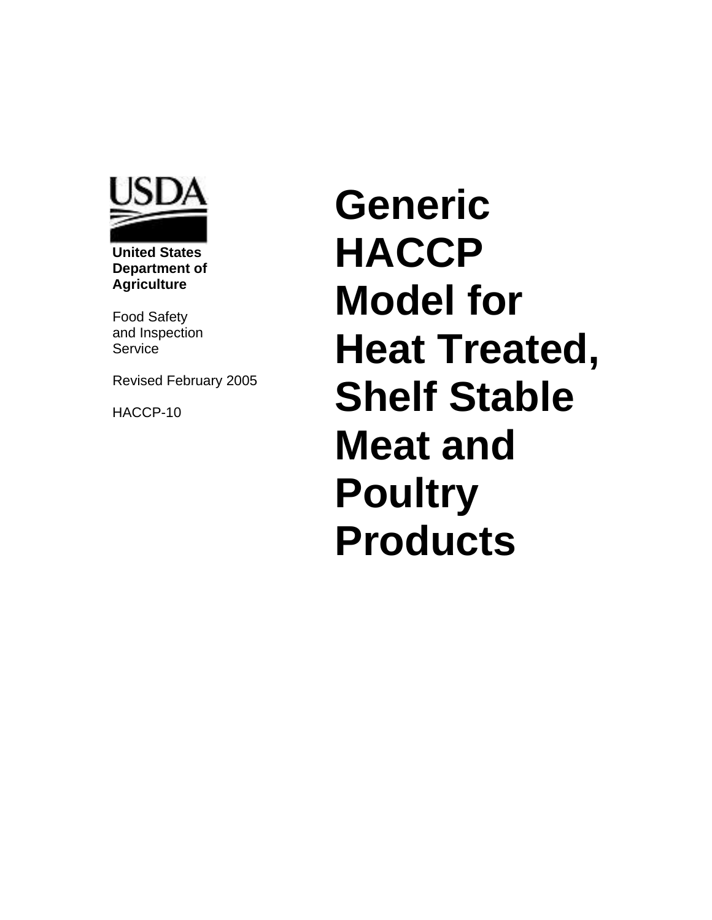USDA

**United States Department of Agriculture**

Food Safety and Inspection Service

Revised February 2005

HACCP-10

# Generic HACCP Model for Heat Treated, Shelf Stable Meat and Poultry Products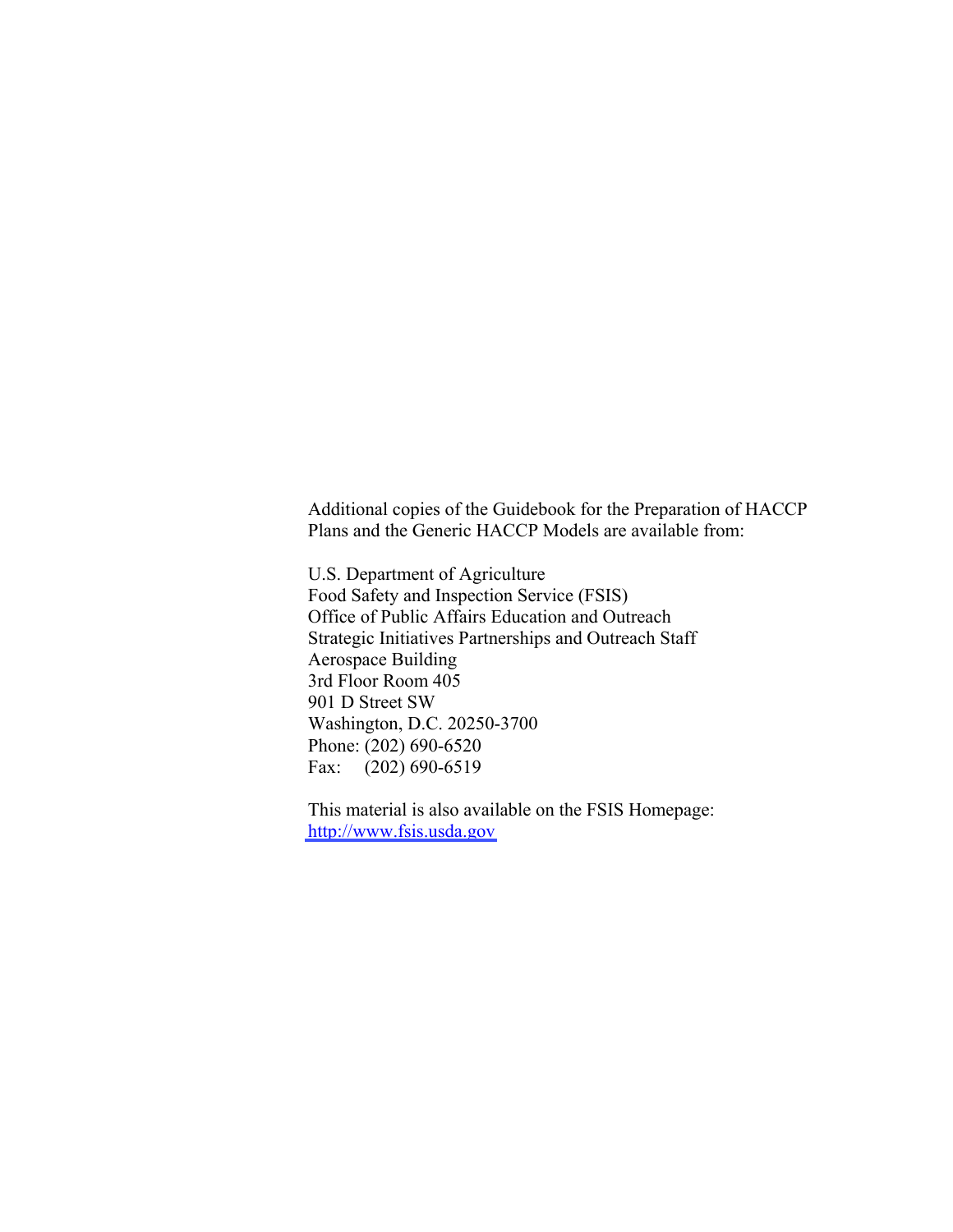Additional copies of the Guidebook for the Preparation of HACCP Plans and the Generic HACCP Models are available from:

U.S. Department of Agriculture  
Food Safety and Inspection Service (FSIS)  
Office of Public Affairs Education and Outreach  
Strategic Initiatives Partnerships and Outreach Staff  
Aerospace Building  
3rd Floor Room 405  
901 D Street SW  
Washington, D.C. 20250-3700  
Phone: (202) 690-6520  
Fax: (202) 690-6519

This material is also available on the FSIS Homepage:  
http://www.fsis.usda.gov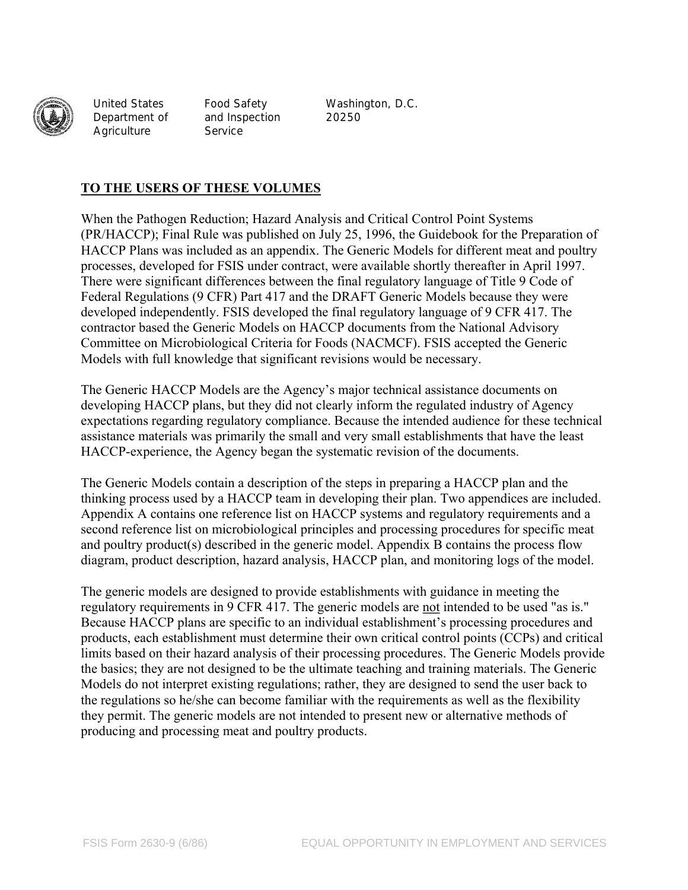United States Department of Agriculture

Food Safety and Inspection Service

Washington, D.C. 20250

## TO THE USERS OF THESE VOLUMES

When the Pathogen Reduction; Hazard Analysis and Critical Control Point Systems (PR/HACCP); Final Rule was published on July 25, 1996, the Guidebook for the Preparation of HACCP Plans was included as an appendix. The Generic Models for different meat and poultry processes, developed for FSIS under contract, were available shortly thereafter in April 1997. There were significant differences between the final regulatory language of Title 9 Code of Federal Regulations (9 CFR) Part 417 and the DRAFT Generic Models because they were developed independently. FSIS developed the final regulatory language of 9 CFR 417. The contractor based the Generic Models on HACCP documents from the National Advisory Committee on Microbiological Criteria for Foods (NACMCF). FSIS accepted the Generic Models with full knowledge that significant revisions would be necessary.

The Generic HACCP Models are the Agency's major technical assistance documents on developing HACCP plans, but they did not clearly inform the regulated industry of Agency expectations regarding regulatory compliance. Because the intended audience for these technical assistance materials was primarily the small and very small establishments that have the least HACCP-experience, the Agency began the systematic revision of the documents.

The Generic Models contain a description of the steps in preparing a HACCP plan and the thinking process used by a HACCP team in developing their plan. Two appendices are included. Appendix A contains one reference list on HACCP systems and regulatory requirements and a second reference list on microbiological principles and processing procedures for specific meat and poultry product(s) described in the generic model. Appendix B contains the process flow diagram, product description, hazard analysis, HACCP plan, and monitoring logs of the model.

The generic models are designed to provide establishments with guidance in meeting the regulatory requirements in 9 CFR 417. The generic models are not intended to be used "as is." Because HACCP plans are specific to an individual establishment's processing procedures and products, each establishment must determine their own critical control points (CCPs) and critical limits based on their hazard analysis of their processing procedures. The Generic Models provide the basics; they are not designed to be the ultimate teaching and training materials. The Generic Models do not interpret existing regulations; rather, they are designed to send the user back to the regulations so he/she can become familiar with the requirements as well as the flexibility they permit. The generic models are not intended to present new or alternative methods of producing and processing meat and poultry products.

FSIS Form 2630-9 (6/86) EQUAL OPPORTUNITY IN EMPLOYMENT AND SERVICES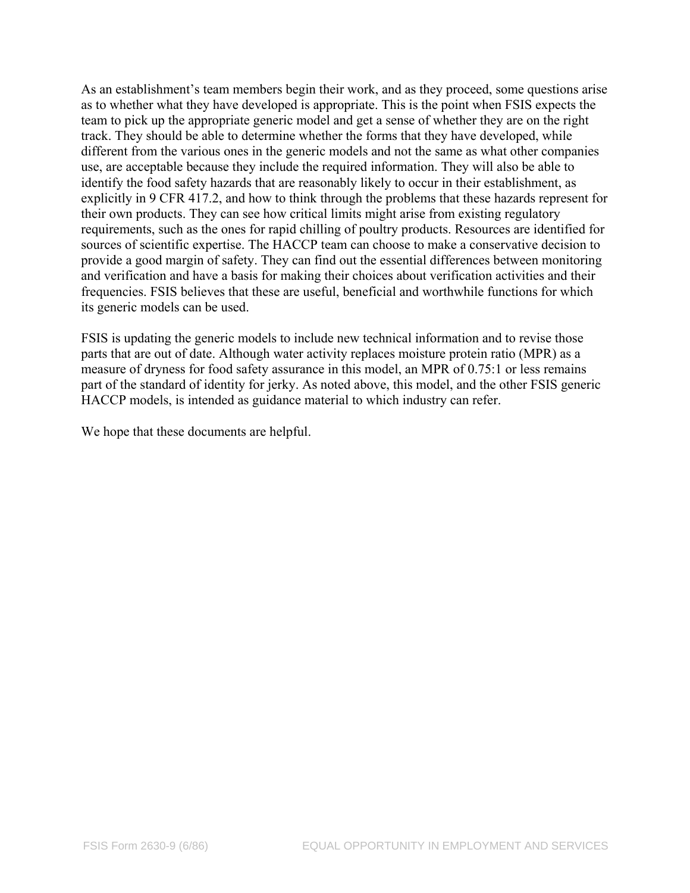As an establishment's team members begin their work, and as they proceed, some questions arise as to whether what they have developed is appropriate. This is the point when FSIS expects the team to pick up the appropriate generic model and get a sense of whether they are on the right track. They should be able to determine whether the forms that they have developed, while different from the various ones in the generic models and not the same as what other companies use, are acceptable because they include the required information. They will also be able to identify the food safety hazards that are reasonably likely to occur in their establishment, as explicitly in 9 CFR 417.2, and how to think through the problems that these hazards represent for their own products. They can see how critical limits might arise from existing regulatory requirements, such as the ones for rapid chilling of poultry products. Resources are identified for sources of scientific expertise. The HACCP team can choose to make a conservative decision to provide a good margin of safety. They can find out the essential differences between monitoring and verification and have a basis for making their choices about verification activities and their frequencies. FSIS believes that these are useful, beneficial and worthwhile functions for which its generic models can be used.

FSIS is updating the generic models to include new technical information and to revise those parts that are out of date. Although water activity replaces moisture protein ratio (MPR) as a measure of dryness for food safety assurance in this model, an MPR of 0.75:1 or less remains part of the standard of identity for jerky. As noted above, this model, and the other FSIS generic HACCP models, is intended as guidance material to which industry can refer.

We hope that these documents are helpful.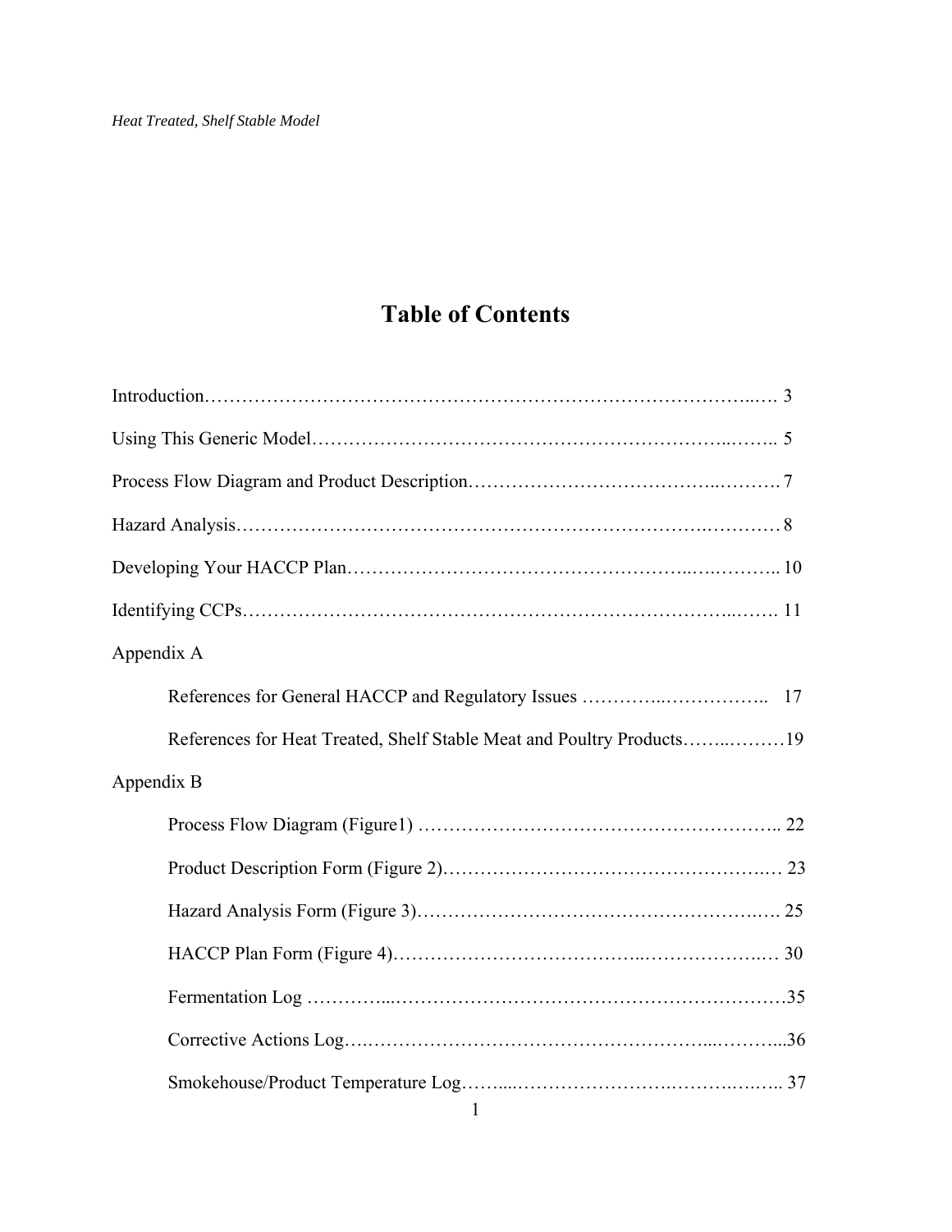# Table of Contents

Introduction……………………………………………………………………………..…. 3

Using This Generic Model…………………………………………………………..…….. 5

Process Flow Diagram and Product Description…………………………………..………. 7

Hazard Analysis……………………………………………………………………….………… 8

Developing Your HACCP Plan………………………………………………..….……….. 10

Identifying CCPs…………………………………………………………………..……. 11

Appendix A

- References for General HACCP and Regulatory Issues …………..…………….. 17
- References for Heat Treated, Shelf Stable Meat and Poultry Products……..………19

Appendix B

- Process Flow Diagram (Figure1) ………………………………………………….. 22
- Product Description Form (Figure 2)…………………………………………….… 23
- Hazard Analysis Form (Figure 3)……………………………………………….…. 25
- HACCP Plan Form (Figure 4)………………………………..………………..… 30
- Fermentation Log …………...…………………………………………………………35
- Corrective Actions Log….………………………………………………...………...36
- Smokehouse/Product Temperature Log……...…………………….…….….….. 37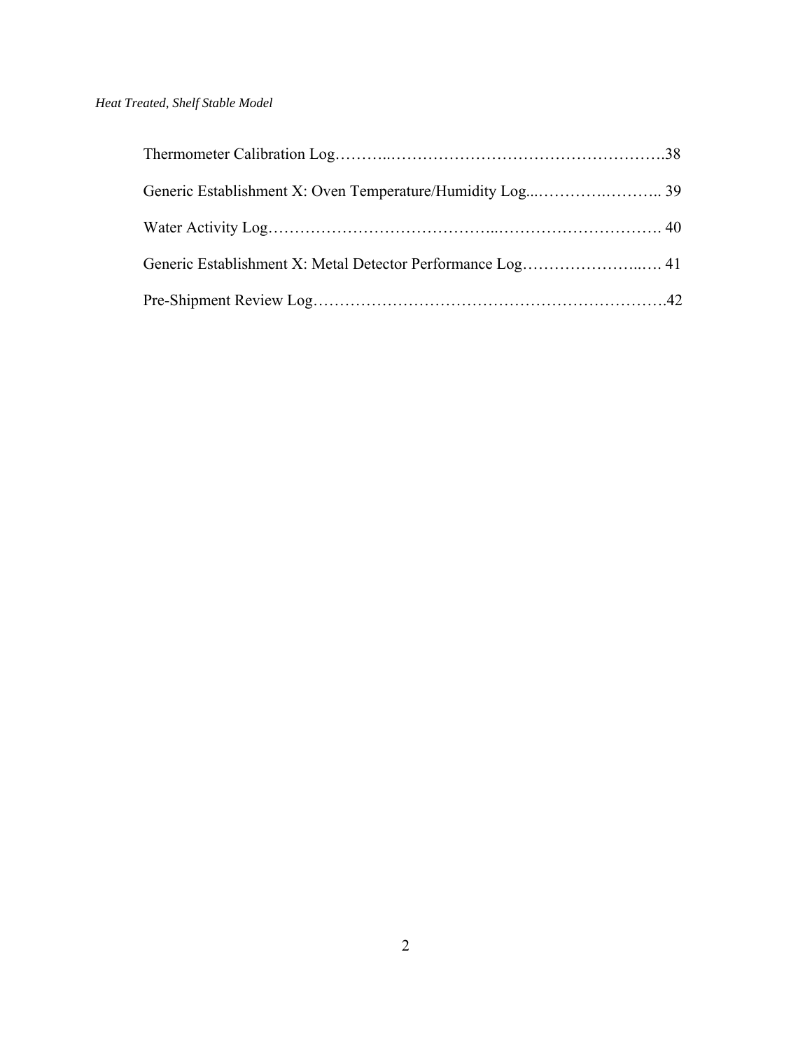Thermometer Calibration Log………..…………………………………………….38

Generic Establishment X: Oven Temperature/Humidity Log...……….……….. 39

Water Activity Log…………………………………...…………………………. 40

Generic Establishment X: Metal Detector Performance Log…………………..…. 41

Pre-Shipment Review Log……………………………………………………….42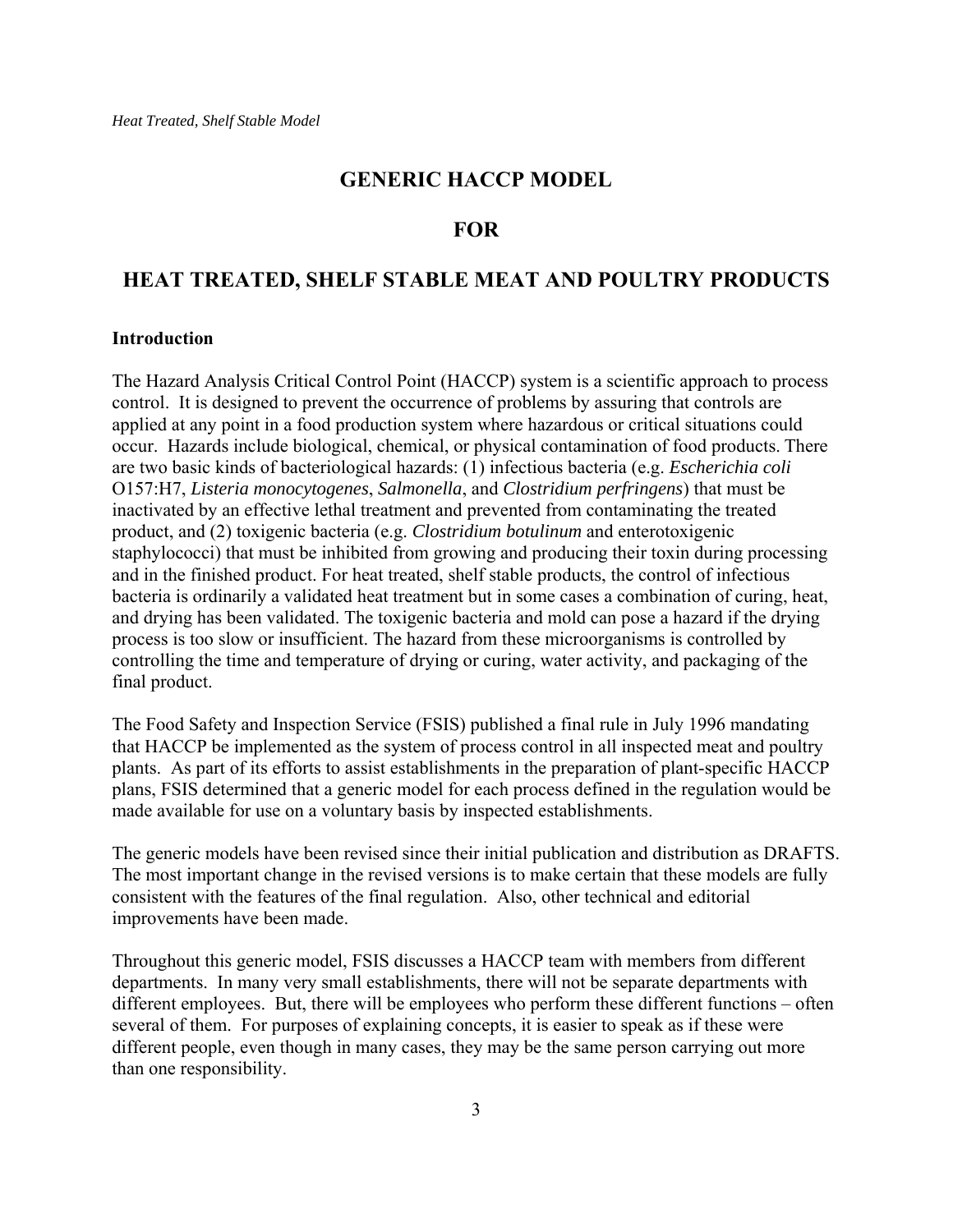# GENERIC HACCP MODEL

# FOR

# HEAT TREATED, SHELF STABLE MEAT AND POULTRY PRODUCTS

**Introduction**

The Hazard Analysis Critical Control Point (HACCP) system is a scientific approach to process control. It is designed to prevent the occurrence of problems by assuring that controls are applied at any point in a food production system where hazardous or critical situations could occur. Hazards include biological, chemical, or physical contamination of food products. There are two basic kinds of bacteriological hazards: (1) infectious bacteria (e.g. *Escherichia coli* O157:H7, *Listeria monocytogenes*, *Salmonella*, and *Clostridium perfringens*) that must be inactivated by an effective lethal treatment and prevented from contaminating the treated product, and (2) toxigenic bacteria (e.g. *Clostridium botulinum* and enterotoxigenic staphylococci) that must be inhibited from growing and producing their toxin during processing and in the finished product. For heat treated, shelf stable products, the control of infectious bacteria is ordinarily a validated heat treatment but in some cases a combination of curing, heat, and drying has been validated. The toxigenic bacteria and mold can pose a hazard if the drying process is too slow or insufficient. The hazard from these microorganisms is controlled by controlling the time and temperature of drying or curing, water activity, and packaging of the final product.

The Food Safety and Inspection Service (FSIS) published a final rule in July 1996 mandating that HACCP be implemented as the system of process control in all inspected meat and poultry plants. As part of its efforts to assist establishments in the preparation of plant-specific HACCP plans, FSIS determined that a generic model for each process defined in the regulation would be made available for use on a voluntary basis by inspected establishments.

The generic models have been revised since their initial publication and distribution as DRAFTS. The most important change in the revised versions is to make certain that these models are fully consistent with the features of the final regulation. Also, other technical and editorial improvements have been made.

Throughout this generic model, FSIS discusses a HACCP team with members from different departments. In many very small establishments, there will not be separate departments with different employees. But, there will be employees who perform these different functions – often several of them. For purposes of explaining concepts, it is easier to speak as if these were different people, even though in many cases, they may be the same person carrying out more than one responsibility.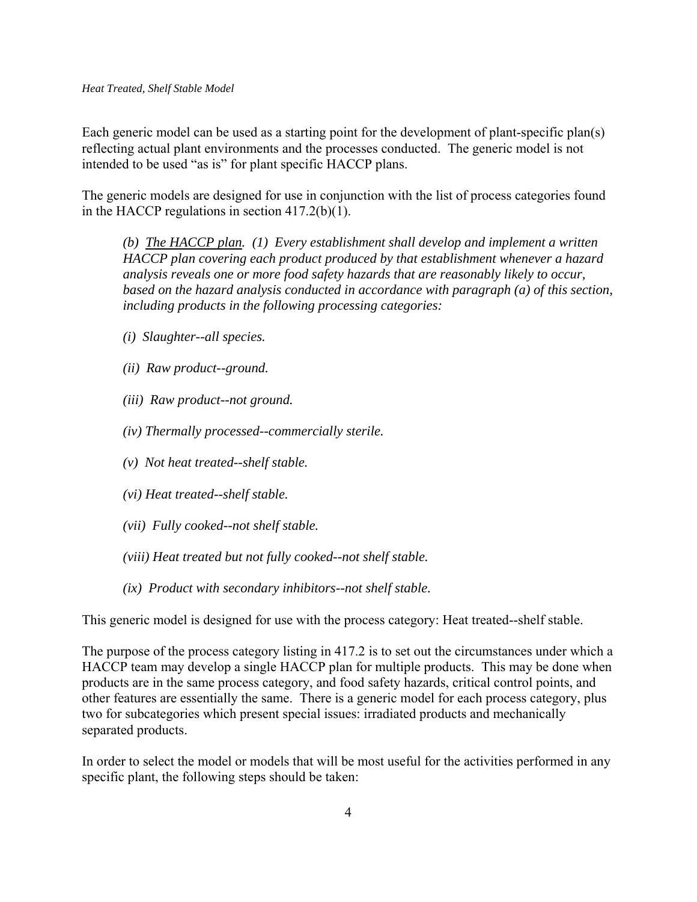Each generic model can be used as a starting point for the development of plant-specific plan(s) reflecting actual plant environments and the processes conducted. The generic model is not intended to be used "as is" for plant specific HACCP plans.

The generic models are designed for use in conjunction with the list of process categories found in the HACCP regulations in section 417.2(b)(1).

> *(b) The HACCP plan. (1) Every establishment shall develop and implement a written HACCP plan covering each product produced by that establishment whenever a hazard analysis reveals one or more food safety hazards that are reasonably likely to occur, based on the hazard analysis conducted in accordance with paragraph (a) of this section, including products in the following processing categories:*
>
> *(i) Slaughter--all species.*
>
> *(ii) Raw product--ground.*
>
> *(iii) Raw product--not ground.*
>
> *(iv) Thermally processed--commercially sterile.*
>
> *(v) Not heat treated--shelf stable.*
>
> *(vi) Heat treated--shelf stable.*
>
> *(vii) Fully cooked--not shelf stable.*
>
> *(viii) Heat treated but not fully cooked--not shelf stable.*
>
> *(ix) Product with secondary inhibitors--not shelf stable.*

This generic model is designed for use with the process category: Heat treated--shelf stable.

The purpose of the process category listing in 417.2 is to set out the circumstances under which a HACCP team may develop a single HACCP plan for multiple products. This may be done when products are in the same process category, and food safety hazards, critical control points, and other features are essentially the same. There is a generic model for each process category, plus two for subcategories which present special issues: irradiated products and mechanically separated products.

In order to select the model or models that will be most useful for the activities performed in any specific plant, the following steps should be taken: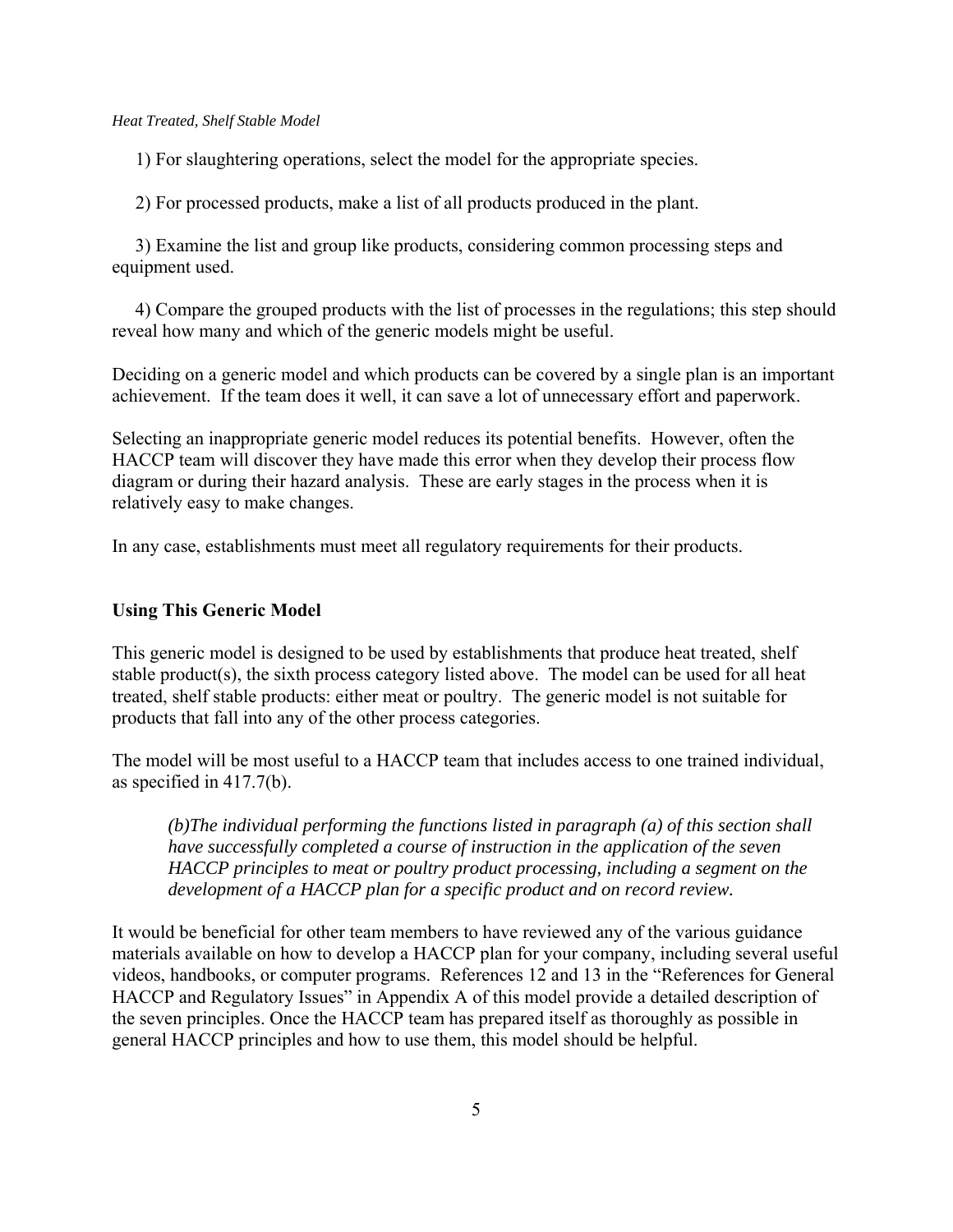1) For slaughtering operations, select the model for the appropriate species.

2) For processed products, make a list of all products produced in the plant.

3) Examine the list and group like products, considering common processing steps and equipment used.

4) Compare the grouped products with the list of processes in the regulations; this step should reveal how many and which of the generic models might be useful.

Deciding on a generic model and which products can be covered by a single plan is an important achievement. If the team does it well, it can save a lot of unnecessary effort and paperwork.

Selecting an inappropriate generic model reduces its potential benefits. However, often the HACCP team will discover they have made this error when they develop their process flow diagram or during their hazard analysis. These are early stages in the process when it is relatively easy to make changes.

In any case, establishments must meet all regulatory requirements for their products.

## Using This Generic Model

This generic model is designed to be used by establishments that produce heat treated, shelf stable product(s), the sixth process category listed above. The model can be used for all heat treated, shelf stable products: either meat or poultry. The generic model is not suitable for products that fall into any of the other process categories.

The model will be most useful to a HACCP team that includes access to one trained individual, as specified in 417.7(b).

> *(b)The individual performing the functions listed in paragraph (a) of this section shall have successfully completed a course of instruction in the application of the seven HACCP principles to meat or poultry product processing, including a segment on the development of a HACCP plan for a specific product and on record review.*

It would be beneficial for other team members to have reviewed any of the various guidance materials available on how to develop a HACCP plan for your company, including several useful videos, handbooks, or computer programs. References 12 and 13 in the "References for General HACCP and Regulatory Issues" in Appendix A of this model provide a detailed description of the seven principles. Once the HACCP team has prepared itself as thoroughly as possible in general HACCP principles and how to use them, this model should be helpful.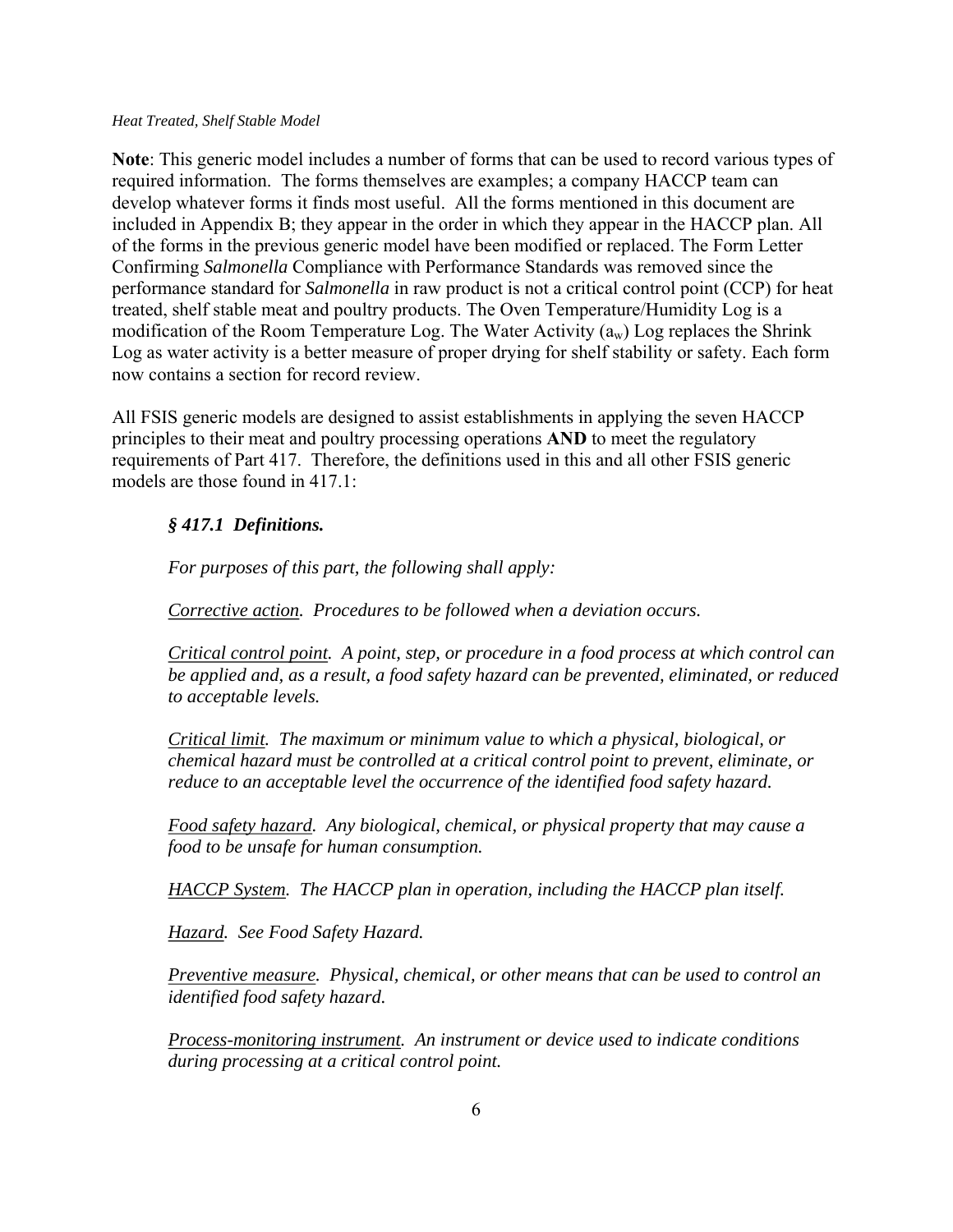**Note**: This generic model includes a number of forms that can be used to record various types of required information. The forms themselves are examples; a company HACCP team can develop whatever forms it finds most useful. All the forms mentioned in this document are included in Appendix B; they appear in the order in which they appear in the HACCP plan. All of the forms in the previous generic model have been modified or replaced. The Form Letter Confirming *Salmonella* Compliance with Performance Standards was removed since the performance standard for *Salmonella* in raw product is not a critical control point (CCP) for heat treated, shelf stable meat and poultry products. The Oven Temperature/Humidity Log is a modification of the Room Temperature Log. The Water Activity ($a_w$) Log replaces the Shrink Log as water activity is a better measure of proper drying for shelf stability or safety. Each form now contains a section for record review.

All FSIS generic models are designed to assist establishments in applying the seven HACCP principles to their meat and poultry processing operations **AND** to meet the regulatory requirements of Part 417. Therefore, the definitions used in this and all other FSIS generic models are those found in 417.1:

> ***§ 417.1 Definitions.***
>
> *For purposes of this part, the following shall apply:*
>
> *<u>Corrective action</u>. Procedures to be followed when a deviation occurs.*
>
> *<u>Critical control point</u>. A point, step, or procedure in a food process at which control can be applied and, as a result, a food safety hazard can be prevented, eliminated, or reduced to acceptable levels.*
>
> *<u>Critical limit</u>. The maximum or minimum value to which a physical, biological, or chemical hazard must be controlled at a critical control point to prevent, eliminate, or reduce to an acceptable level the occurrence of the identified food safety hazard.*
>
> *<u>Food safety hazard</u>. Any biological, chemical, or physical property that may cause a food to be unsafe for human consumption.*
>
> *<u>HACCP System</u>. The HACCP plan in operation, including the HACCP plan itself.*
>
> *<u>Hazard</u>. See Food Safety Hazard.*
>
> *<u>Preventive measure</u>. Physical, chemical, or other means that can be used to control an identified food safety hazard.*
>
> *<u>Process-monitoring instrument</u>. An instrument or device used to indicate conditions during processing at a critical control point.*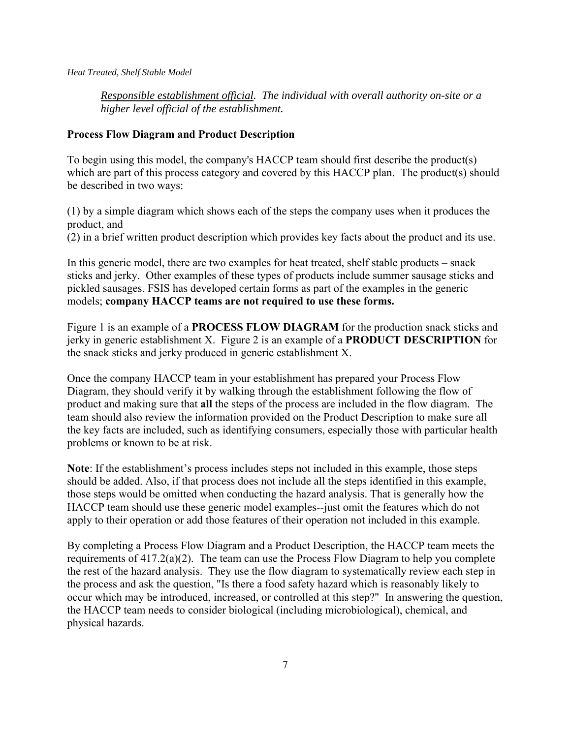*Responsible establishment official*. *The individual with overall authority on-site or a higher level official of the establishment.*

**Process Flow Diagram and Product Description**

To begin using this model, the company's HACCP team should first describe the product(s) which are part of this process category and covered by this HACCP plan. The product(s) should be described in two ways:

(1) by a simple diagram which shows each of the steps the company uses when it produces the product, and
(2) in a brief written product description which provides key facts about the product and its use.

In this generic model, there are two examples for heat treated, shelf stable products – snack sticks and jerky. Other examples of these types of products include summer sausage sticks and pickled sausages. FSIS has developed certain forms as part of the examples in the generic models; **company HACCP teams are not required to use these forms.**

Figure 1 is an example of a **PROCESS FLOW DIAGRAM** for the production snack sticks and jerky in generic establishment X. Figure 2 is an example of a **PRODUCT DESCRIPTION** for the snack sticks and jerky produced in generic establishment X.

Once the company HACCP team in your establishment has prepared your Process Flow Diagram, they should verify it by walking through the establishment following the flow of product and making sure that **all** the steps of the process are included in the flow diagram. The team should also review the information provided on the Product Description to make sure all the key facts are included, such as identifying consumers, especially those with particular health problems or known to be at risk.

**Note**: If the establishment's process includes steps not included in this example, those steps should be added. Also, if that process does not include all the steps identified in this example, those steps would be omitted when conducting the hazard analysis. That is generally how the HACCP team should use these generic model examples--just omit the features which do not apply to their operation or add those features of their operation not included in this example.

By completing a Process Flow Diagram and a Product Description, the HACCP team meets the requirements of 417.2(a)(2). The team can use the Process Flow Diagram to help you complete the rest of the hazard analysis. They use the flow diagram to systematically review each step in the process and ask the question, "Is there a food safety hazard which is reasonably likely to occur which may be introduced, increased, or controlled at this step?" In answering the question, the HACCP team needs to consider biological (including microbiological), chemical, and physical hazards.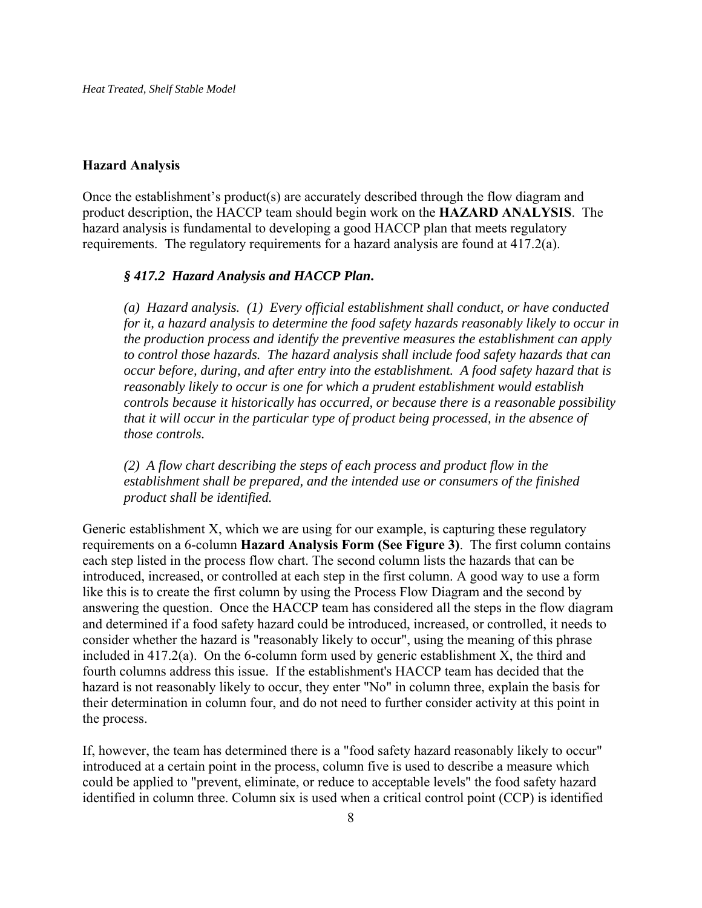## Hazard Analysis

Once the establishment's product(s) are accurately described through the flow diagram and product description, the HACCP team should begin work on the **HAZARD ANALYSIS**. The hazard analysis is fundamental to developing a good HACCP plan that meets regulatory requirements. The regulatory requirements for a hazard analysis are found at 417.2(a).

> ***§ 417.2 Hazard Analysis and HACCP Plan.***
>
> *(a) Hazard analysis. (1) Every official establishment shall conduct, or have conducted for it, a hazard analysis to determine the food safety hazards reasonably likely to occur in the production process and identify the preventive measures the establishment can apply to control those hazards. The hazard analysis shall include food safety hazards that can occur before, during, and after entry into the establishment. A food safety hazard that is reasonably likely to occur is one for which a prudent establishment would establish controls because it historically has occurred, or because there is a reasonable possibility that it will occur in the particular type of product being processed, in the absence of those controls.*
>
> *(2) A flow chart describing the steps of each process and product flow in the establishment shall be prepared, and the intended use or consumers of the finished product shall be identified.*

Generic establishment X, which we are using for our example, is capturing these regulatory requirements on a 6-column **Hazard Analysis Form (See Figure 3)**. The first column contains each step listed in the process flow chart. The second column lists the hazards that can be introduced, increased, or controlled at each step in the first column. A good way to use a form like this is to create the first column by using the Process Flow Diagram and the second by answering the question. Once the HACCP team has considered all the steps in the flow diagram and determined if a food safety hazard could be introduced, increased, or controlled, it needs to consider whether the hazard is "reasonably likely to occur", using the meaning of this phrase included in 417.2(a). On the 6-column form used by generic establishment X, the third and fourth columns address this issue. If the establishment's HACCP team has decided that the hazard is not reasonably likely to occur, they enter "No" in column three, explain the basis for their determination in column four, and do not need to further consider activity at this point in the process.

If, however, the team has determined there is a "food safety hazard reasonably likely to occur" introduced at a certain point in the process, column five is used to describe a measure which could be applied to "prevent, eliminate, or reduce to acceptable levels" the food safety hazard identified in column three. Column six is used when a critical control point (CCP) is identified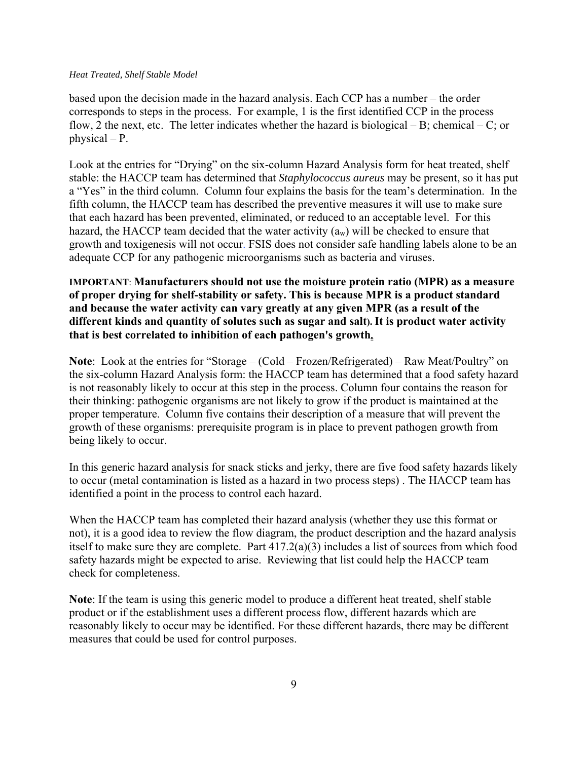based upon the decision made in the hazard analysis. Each CCP has a number – the order corresponds to steps in the process. For example, 1 is the first identified CCP in the process flow, 2 the next, etc. The letter indicates whether the hazard is biological – B; chemical – C; or physical – P.

Look at the entries for "Drying" on the six-column Hazard Analysis form for heat treated, shelf stable: the HACCP team has determined that *Staphylococcus aureus* may be present, so it has put a "Yes" in the third column. Column four explains the basis for the team's determination. In the fifth column, the HACCP team has described the preventive measures it will use to make sure that each hazard has been prevented, eliminated, or reduced to an acceptable level. For this hazard, the HACCP team decided that the water activity ($a_w$) will be checked to ensure that growth and toxigenesis will not occur. FSIS does not consider safe handling labels alone to be an adequate CCP for any pathogenic microorganisms such as bacteria and viruses.

**IMPORTANT**: **Manufacturers should not use the moisture protein ratio (MPR) as a measure of proper drying for shelf-stability or safety. This is because MPR is a product standard and because the water activity can vary greatly at any given MPR (as a result of the different kinds and quantity of solutes such as sugar and salt). It is product water activity that is best correlated to inhibition of each pathogen's growth.**

**Note**: Look at the entries for "Storage – (Cold – Frozen/Refrigerated) – Raw Meat/Poultry" on the six-column Hazard Analysis form: the HACCP team has determined that a food safety hazard is not reasonably likely to occur at this step in the process. Column four contains the reason for their thinking: pathogenic organisms are not likely to grow if the product is maintained at the proper temperature. Column five contains their description of a measure that will prevent the growth of these organisms: prerequisite program is in place to prevent pathogen growth from being likely to occur.

In this generic hazard analysis for snack sticks and jerky, there are five food safety hazards likely to occur (metal contamination is listed as a hazard in two process steps) . The HACCP team has identified a point in the process to control each hazard.

When the HACCP team has completed their hazard analysis (whether they use this format or not), it is a good idea to review the flow diagram, the product description and the hazard analysis itself to make sure they are complete. Part 417.2(a)(3) includes a list of sources from which food safety hazards might be expected to arise. Reviewing that list could help the HACCP team check for completeness.

**Note**: If the team is using this generic model to produce a different heat treated, shelf stable product or if the establishment uses a different process flow, different hazards which are reasonably likely to occur may be identified. For these different hazards, there may be different measures that could be used for control purposes.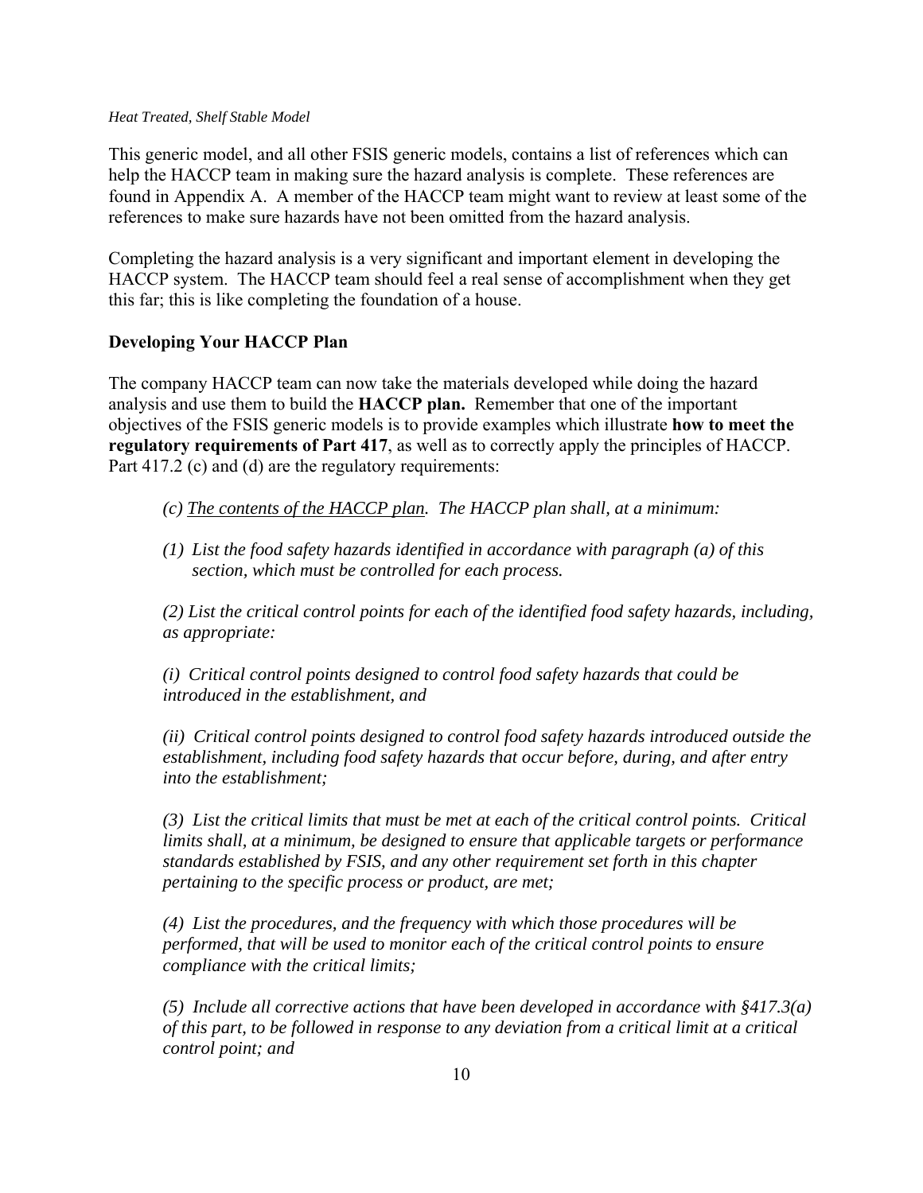This generic model, and all other FSIS generic models, contains a list of references which can help the HACCP team in making sure the hazard analysis is complete. These references are found in Appendix A. A member of the HACCP team might want to review at least some of the references to make sure hazards have not been omitted from the hazard analysis.

Completing the hazard analysis is a very significant and important element in developing the HACCP system. The HACCP team should feel a real sense of accomplishment when they get this far; this is like completing the foundation of a house.

## Developing Your HACCP Plan

The company HACCP team can now take the materials developed while doing the hazard analysis and use them to build the **HACCP plan.** Remember that one of the important objectives of the FSIS generic models is to provide examples which illustrate **how to meet the regulatory requirements of Part 417**, as well as to correctly apply the principles of HACCP. Part 417.2 (c) and (d) are the regulatory requirements:

> *(c) The contents of the HACCP plan. The HACCP plan shall, at a minimum:*
>
> *(1) List the food safety hazards identified in accordance with paragraph (a) of this section, which must be controlled for each process.*
>
> *(2) List the critical control points for each of the identified food safety hazards, including, as appropriate:*
>
> *(i) Critical control points designed to control food safety hazards that could be introduced in the establishment, and*
>
> *(ii) Critical control points designed to control food safety hazards introduced outside the establishment, including food safety hazards that occur before, during, and after entry into the establishment;*
>
> *(3) List the critical limits that must be met at each of the critical control points. Critical limits shall, at a minimum, be designed to ensure that applicable targets or performance standards established by FSIS, and any other requirement set forth in this chapter pertaining to the specific process or product, are met;*
>
> *(4) List the procedures, and the frequency with which those procedures will be performed, that will be used to monitor each of the critical control points to ensure compliance with the critical limits;*
>
> *(5) Include all corrective actions that have been developed in accordance with §417.3(a) of this part, to be followed in response to any deviation from a critical limit at a critical control point; and*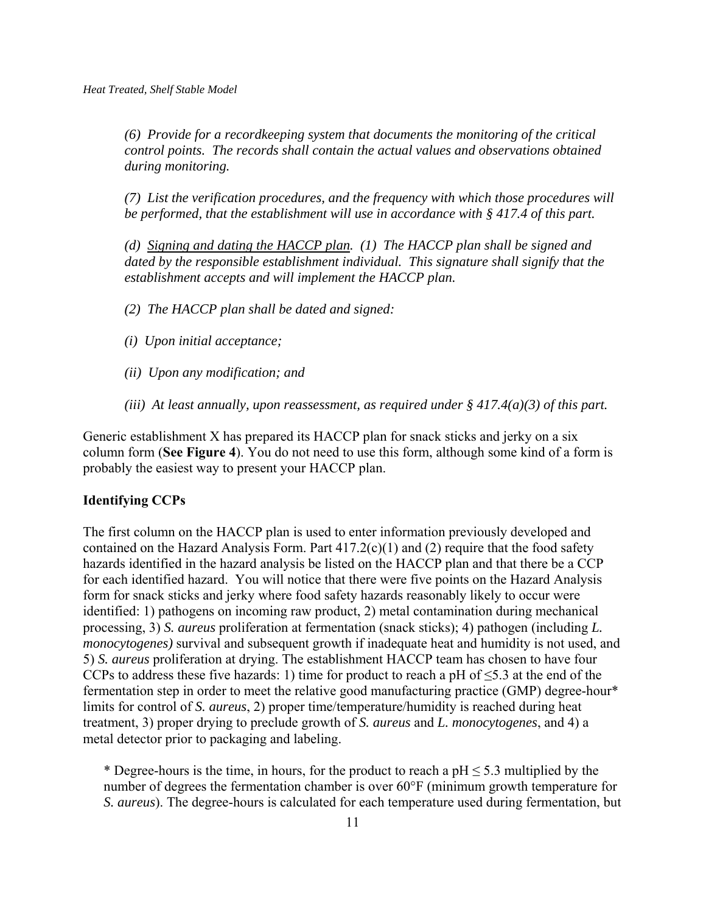*(6) Provide for a recordkeeping system that documents the monitoring of the critical control points. The records shall contain the actual values and observations obtained during monitoring.*

*(7) List the verification procedures, and the frequency with which those procedures will be performed, that the establishment will use in accordance with § 417.4 of this part.*

*(d) Signing and dating the HACCP plan. (1) The HACCP plan shall be signed and dated by the responsible establishment individual. This signature shall signify that the establishment accepts and will implement the HACCP plan.*

*(2) The HACCP plan shall be dated and signed:*

*(i) Upon initial acceptance;*

*(ii) Upon any modification; and*

*(iii) At least annually, upon reassessment, as required under § 417.4(a)(3) of this part.*

Generic establishment X has prepared its HACCP plan for snack sticks and jerky on a six column form (**See Figure 4**). You do not need to use this form, although some kind of a form is probably the easiest way to present your HACCP plan.

## Identifying CCPs

The first column on the HACCP plan is used to enter information previously developed and contained on the Hazard Analysis Form. Part 417.2(c)(1) and (2) require that the food safety hazards identified in the hazard analysis be listed on the HACCP plan and that there be a CCP for each identified hazard. You will notice that there were five points on the Hazard Analysis form for snack sticks and jerky where food safety hazards reasonably likely to occur were identified: 1) pathogens on incoming raw product, 2) metal contamination during mechanical processing, 3) *S. aureus* proliferation at fermentation (snack sticks); 4) pathogen (including *L. monocytogenes)* survival and subsequent growth if inadequate heat and humidity is not used, and 5) *S. aureus* proliferation at drying. The establishment HACCP team has chosen to have four CCPs to address these five hazards: 1) time for product to reach a pH of ≤5.3 at the end of the fermentation step in order to meet the relative good manufacturing practice (GMP) degree-hour* limits for control of *S. aureus*, 2) proper time/temperature/humidity is reached during heat treatment, 3) proper drying to preclude growth of *S. aureus* and *L. monocytogenes*, and 4) a metal detector prior to packaging and labeling.

\* Degree-hours is the time, in hours, for the product to reach a pH ≤ 5.3 multiplied by the number of degrees the fermentation chamber is over 60°F (minimum growth temperature for *S. aureus*). The degree-hours is calculated for each temperature used during fermentation, but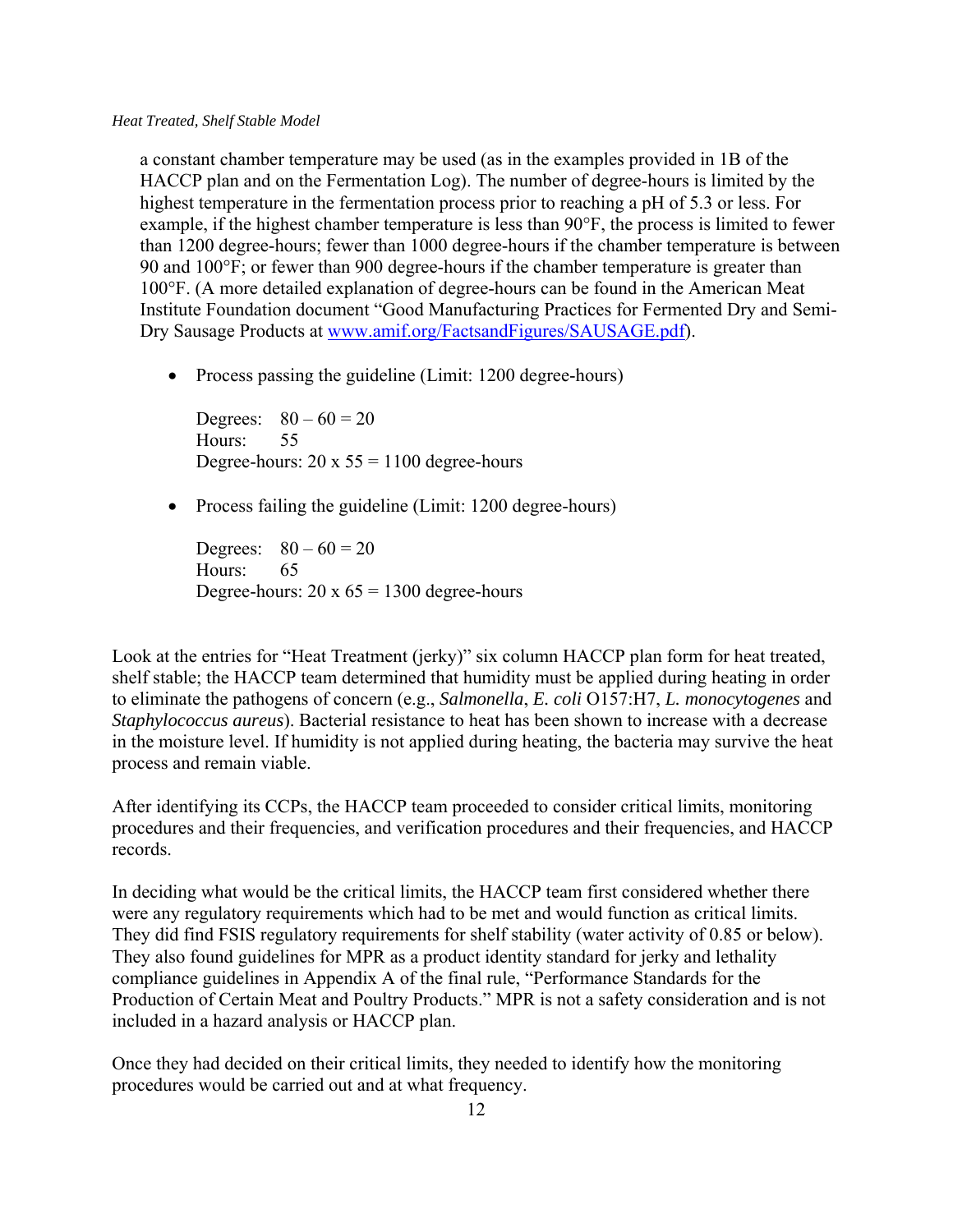a constant chamber temperature may be used (as in the examples provided in 1B of the HACCP plan and on the Fermentation Log). The number of degree-hours is limited by the highest temperature in the fermentation process prior to reaching a pH of 5.3 or less. For example, if the highest chamber temperature is less than 90°F, the process is limited to fewer than 1200 degree-hours; fewer than 1000 degree-hours if the chamber temperature is between 90 and 100°F; or fewer than 900 degree-hours if the chamber temperature is greater than 100°F. (A more detailed explanation of degree-hours can be found in the American Meat Institute Foundation document "Good Manufacturing Practices for Fermented Dry and Semi-Dry Sausage Products at www.amif.org/FactsandFigures/SAUSAGE.pdf).

- Process passing the guideline (Limit: 1200 degree-hours)

  Degrees: 80 – 60 = 20
  Hours: 55
  Degree-hours: 20 x 55 = 1100 degree-hours

- Process failing the guideline (Limit: 1200 degree-hours)

  Degrees: 80 – 60 = 20
  Hours: 65
  Degree-hours: 20 x 65 = 1300 degree-hours

Look at the entries for "Heat Treatment (jerky)" six column HACCP plan form for heat treated, shelf stable; the HACCP team determined that humidity must be applied during heating in order to eliminate the pathogens of concern (e.g., *Salmonella*, *E. coli* O157:H7, *L. monocytogenes* and *Staphylococcus aureus*). Bacterial resistance to heat has been shown to increase with a decrease in the moisture level. If humidity is not applied during heating, the bacteria may survive the heat process and remain viable.

After identifying its CCPs, the HACCP team proceeded to consider critical limits, monitoring procedures and their frequencies, and verification procedures and their frequencies, and HACCP records.

In deciding what would be the critical limits, the HACCP team first considered whether there were any regulatory requirements which had to be met and would function as critical limits. They did find FSIS regulatory requirements for shelf stability (water activity of 0.85 or below). They also found guidelines for MPR as a product identity standard for jerky and lethality compliance guidelines in Appendix A of the final rule, "Performance Standards for the Production of Certain Meat and Poultry Products." MPR is not a safety consideration and is not included in a hazard analysis or HACCP plan.

Once they had decided on their critical limits, they needed to identify how the monitoring procedures would be carried out and at what frequency.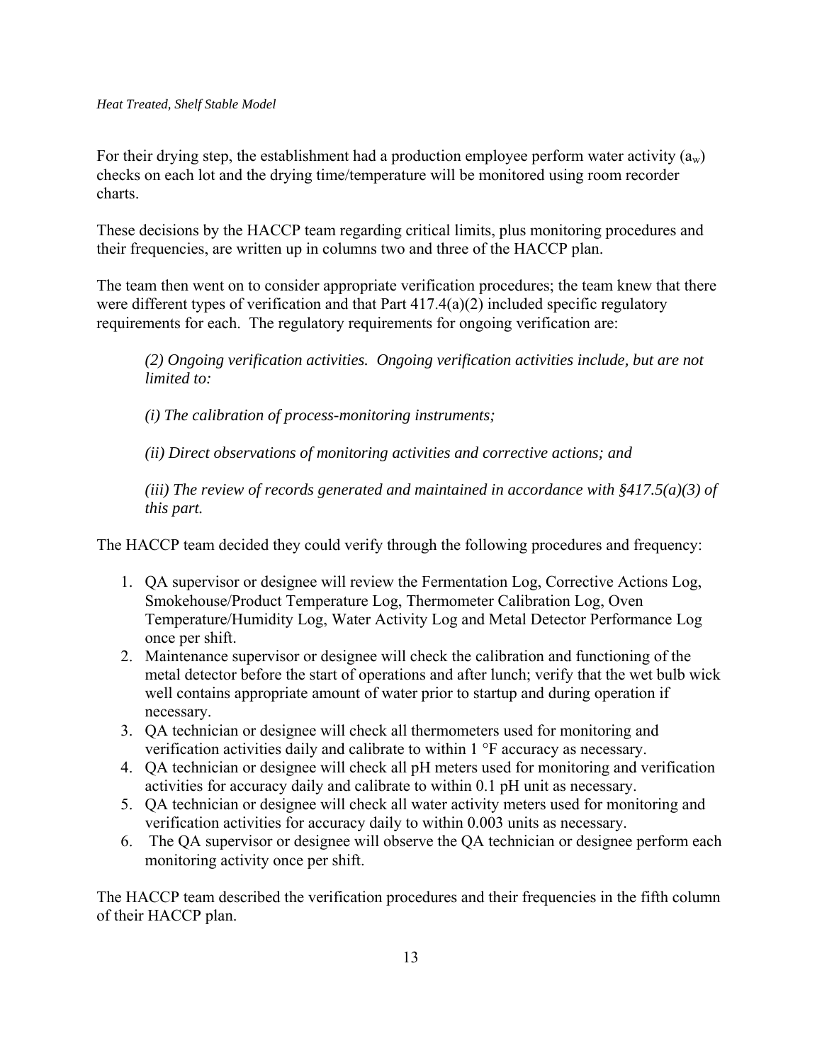For their drying step, the establishment had a production employee perform water activity ($a_w$) checks on each lot and the drying time/temperature will be monitored using room recorder charts.

These decisions by the HACCP team regarding critical limits, plus monitoring procedures and their frequencies, are written up in columns two and three of the HACCP plan.

The team then went on to consider appropriate verification procedures; the team knew that there were different types of verification and that Part 417.4(a)(2) included specific regulatory requirements for each. The regulatory requirements for ongoing verification are:

> *(2) Ongoing verification activities. Ongoing verification activities include, but are not limited to:*
>
> *(i) The calibration of process-monitoring instruments;*
>
> *(ii) Direct observations of monitoring activities and corrective actions; and*
>
> *(iii) The review of records generated and maintained in accordance with §417.5(a)(3) of this part.*

The HACCP team decided they could verify through the following procedures and frequency:

1. QA supervisor or designee will review the Fermentation Log, Corrective Actions Log, Smokehouse/Product Temperature Log, Thermometer Calibration Log, Oven Temperature/Humidity Log, Water Activity Log and Metal Detector Performance Log once per shift.
2. Maintenance supervisor or designee will check the calibration and functioning of the metal detector before the start of operations and after lunch; verify that the wet bulb wick well contains appropriate amount of water prior to startup and during operation if necessary.
3. QA technician or designee will check all thermometers used for monitoring and verification activities daily and calibrate to within 1 °F accuracy as necessary.
4. QA technician or designee will check all pH meters used for monitoring and verification activities for accuracy daily and calibrate to within 0.1 pH unit as necessary.
5. QA technician or designee will check all water activity meters used for monitoring and verification activities for accuracy daily to within 0.003 units as necessary.
6. The QA supervisor or designee will observe the QA technician or designee perform each monitoring activity once per shift.

The HACCP team described the verification procedures and their frequencies in the fifth column of their HACCP plan.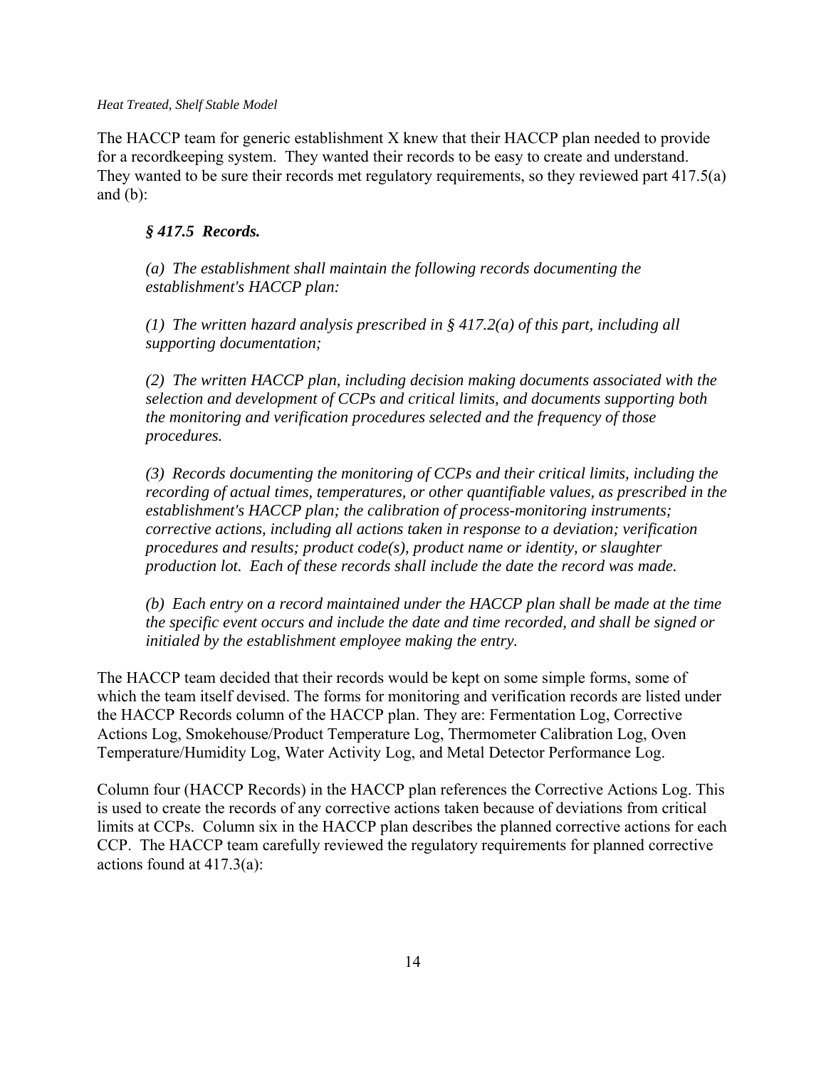The HACCP team for generic establishment X knew that their HACCP plan needed to provide for a recordkeeping system. They wanted their records to be easy to create and understand. They wanted to be sure their records met regulatory requirements, so they reviewed part 417.5(a) and (b):

> ***§ 417.5 Records.***
>
> *(a) The establishment shall maintain the following records documenting the establishment's HACCP plan:*
>
> *(1) The written hazard analysis prescribed in § 417.2(a) of this part, including all supporting documentation;*
>
> *(2) The written HACCP plan, including decision making documents associated with the selection and development of CCPs and critical limits, and documents supporting both the monitoring and verification procedures selected and the frequency of those procedures.*
>
> *(3) Records documenting the monitoring of CCPs and their critical limits, including the recording of actual times, temperatures, or other quantifiable values, as prescribed in the establishment's HACCP plan; the calibration of process-monitoring instruments; corrective actions, including all actions taken in response to a deviation; verification procedures and results; product code(s), product name or identity, or slaughter production lot. Each of these records shall include the date the record was made.*
>
> *(b) Each entry on a record maintained under the HACCP plan shall be made at the time the specific event occurs and include the date and time recorded, and shall be signed or initialed by the establishment employee making the entry.*

The HACCP team decided that their records would be kept on some simple forms, some of which the team itself devised. The forms for monitoring and verification records are listed under the HACCP Records column of the HACCP plan. They are: Fermentation Log, Corrective Actions Log, Smokehouse/Product Temperature Log, Thermometer Calibration Log, Oven Temperature/Humidity Log, Water Activity Log, and Metal Detector Performance Log.

Column four (HACCP Records) in the HACCP plan references the Corrective Actions Log. This is used to create the records of any corrective actions taken because of deviations from critical limits at CCPs. Column six in the HACCP plan describes the planned corrective actions for each CCP. The HACCP team carefully reviewed the regulatory requirements for planned corrective actions found at 417.3(a):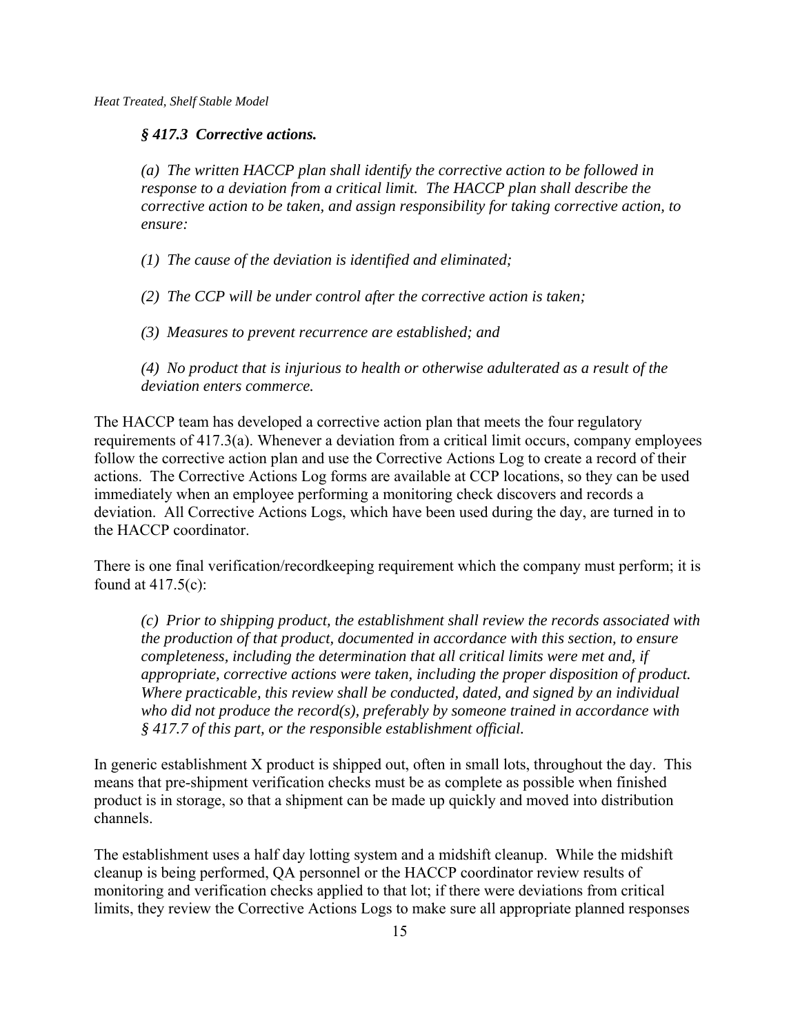*§ 417.3 Corrective actions.*

*(a) The written HACCP plan shall identify the corrective action to be followed in response to a deviation from a critical limit. The HACCP plan shall describe the corrective action to be taken, and assign responsibility for taking corrective action, to ensure:*

*(1) The cause of the deviation is identified and eliminated;*

*(2) The CCP will be under control after the corrective action is taken;*

*(3) Measures to prevent recurrence are established; and*

*(4) No product that is injurious to health or otherwise adulterated as a result of the deviation enters commerce.*

The HACCP team has developed a corrective action plan that meets the four regulatory requirements of 417.3(a). Whenever a deviation from a critical limit occurs, company employees follow the corrective action plan and use the Corrective Actions Log to create a record of their actions. The Corrective Actions Log forms are available at CCP locations, so they can be used immediately when an employee performing a monitoring check discovers and records a deviation. All Corrective Actions Logs, which have been used during the day, are turned in to the HACCP coordinator.

There is one final verification/recordkeeping requirement which the company must perform; it is found at 417.5(c):

*(c) Prior to shipping product, the establishment shall review the records associated with the production of that product, documented in accordance with this section, to ensure completeness, including the determination that all critical limits were met and, if appropriate, corrective actions were taken, including the proper disposition of product. Where practicable, this review shall be conducted, dated, and signed by an individual who did not produce the record(s), preferably by someone trained in accordance with § 417.7 of this part, or the responsible establishment official.*

In generic establishment X product is shipped out, often in small lots, throughout the day. This means that pre-shipment verification checks must be as complete as possible when finished product is in storage, so that a shipment can be made up quickly and moved into distribution channels.

The establishment uses a half day lotting system and a midshift cleanup. While the midshift cleanup is being performed, QA personnel or the HACCP coordinator review results of monitoring and verification checks applied to that lot; if there were deviations from critical limits, they review the Corrective Actions Logs to make sure all appropriate planned responses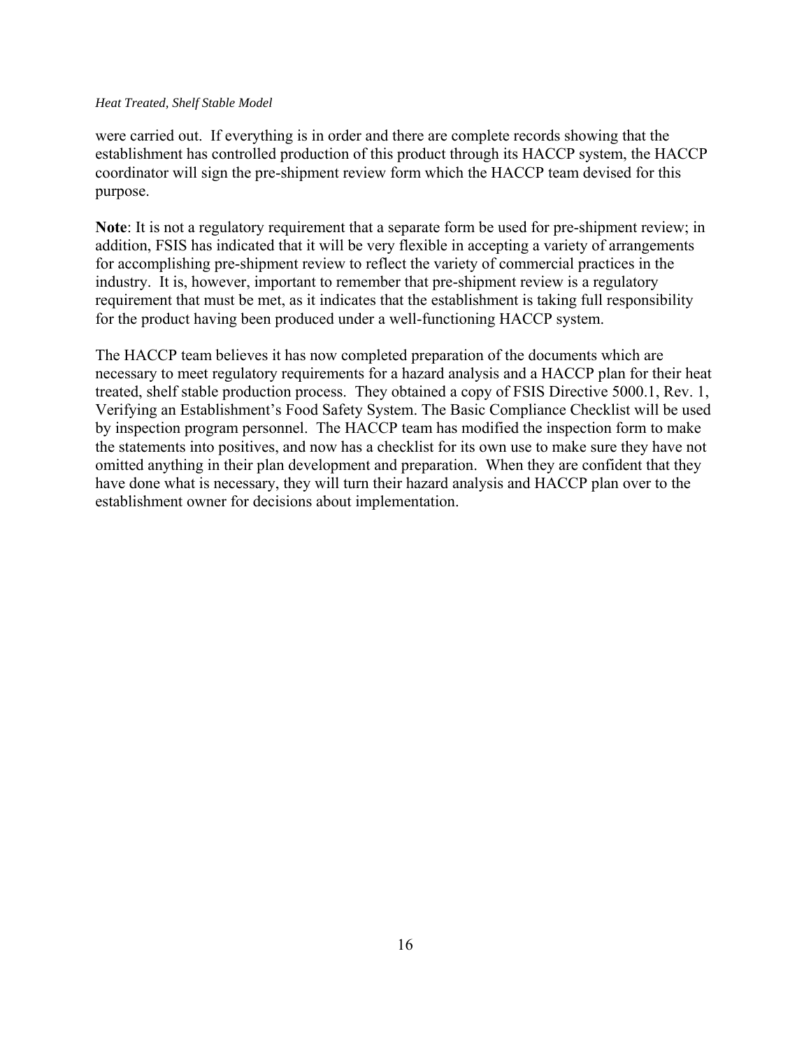were carried out. If everything is in order and there are complete records showing that the establishment has controlled production of this product through its HACCP system, the HACCP coordinator will sign the pre-shipment review form which the HACCP team devised for this purpose.

**Note**: It is not a regulatory requirement that a separate form be used for pre-shipment review; in addition, FSIS has indicated that it will be very flexible in accepting a variety of arrangements for accomplishing pre-shipment review to reflect the variety of commercial practices in the industry. It is, however, important to remember that pre-shipment review is a regulatory requirement that must be met, as it indicates that the establishment is taking full responsibility for the product having been produced under a well-functioning HACCP system.

The HACCP team believes it has now completed preparation of the documents which are necessary to meet regulatory requirements for a hazard analysis and a HACCP plan for their heat treated, shelf stable production process. They obtained a copy of FSIS Directive 5000.1, Rev. 1, Verifying an Establishment's Food Safety System. The Basic Compliance Checklist will be used by inspection program personnel. The HACCP team has modified the inspection form to make the statements into positives, and now has a checklist for its own use to make sure they have not omitted anything in their plan development and preparation. When they are confident that they have done what is necessary, they will turn their hazard analysis and HACCP plan over to the establishment owner for decisions about implementation.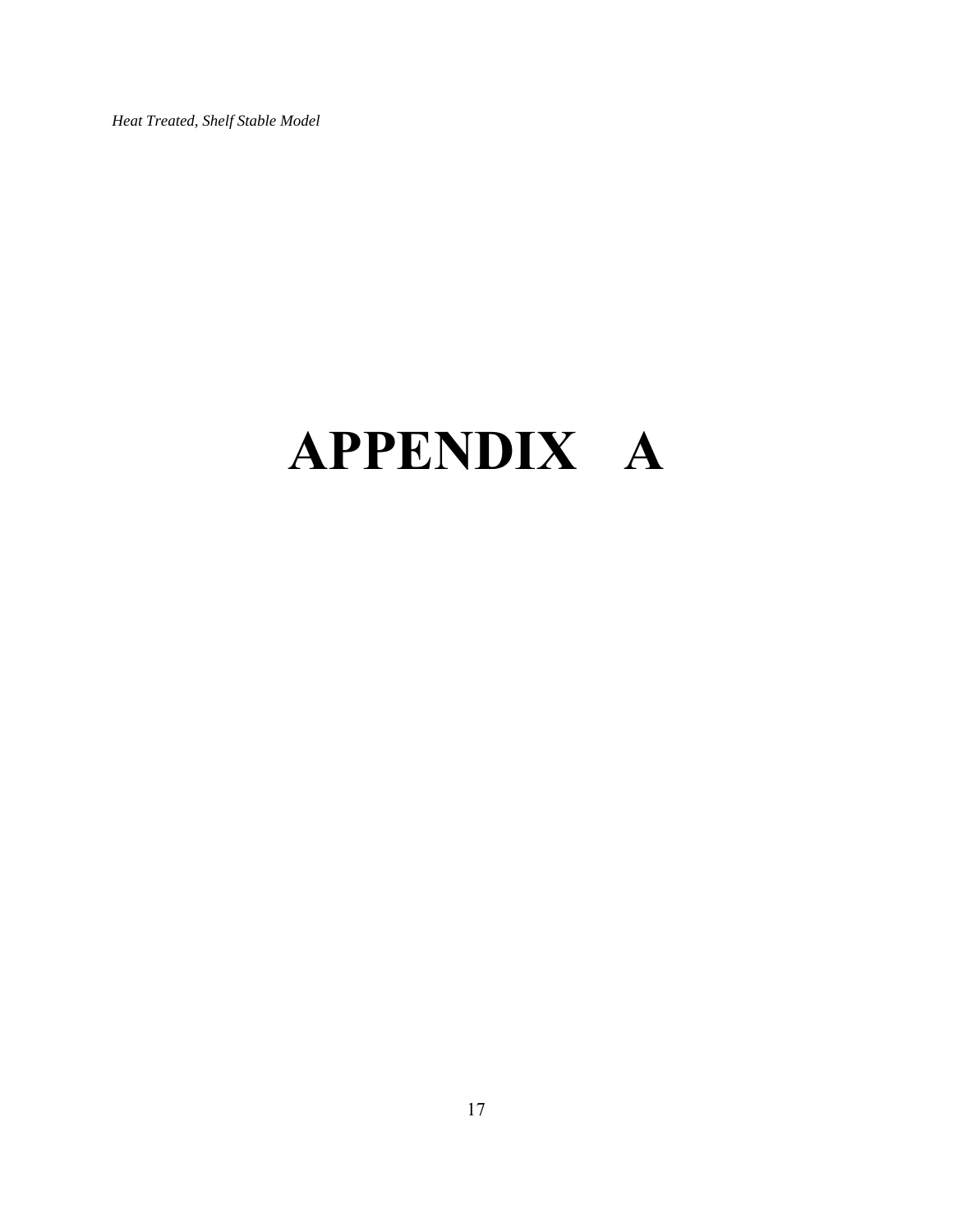# APPENDIX A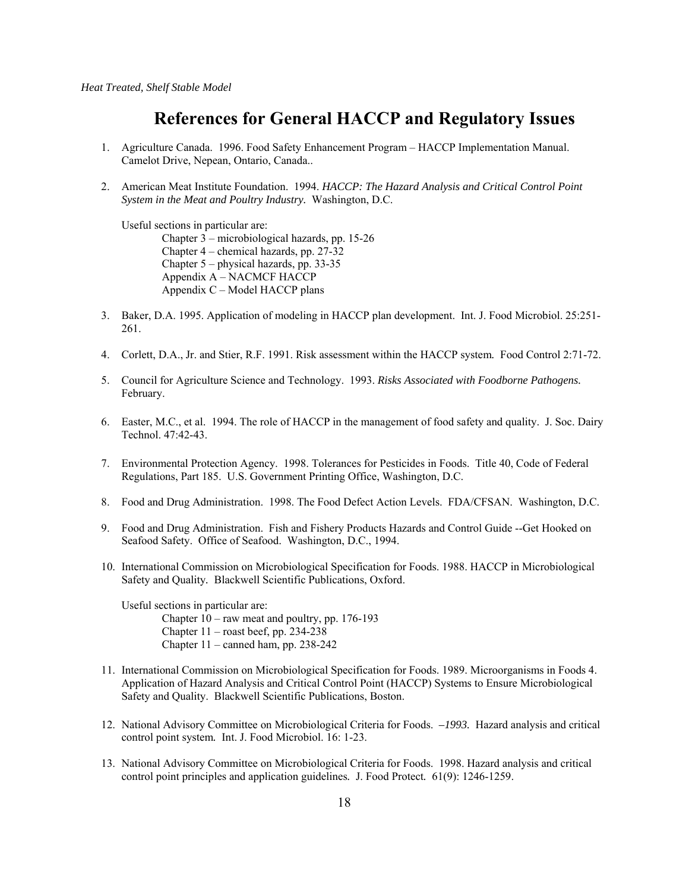# References for General HACCP and Regulatory Issues

1. Agriculture Canada. 1996. Food Safety Enhancement Program – HACCP Implementation Manual. Camelot Drive, Nepean, Ontario, Canada..

2. American Meat Institute Foundation. 1994. *HACCP: The Hazard Analysis and Critical Control Point System in the Meat and Poultry Industry.* Washington, D.C.

   Useful sections in particular are:
   
   Chapter 3 – microbiological hazards, pp. 15-26
   Chapter 4 – chemical hazards, pp. 27-32
   Chapter 5 – physical hazards, pp. 33-35
   Appendix A – NACMCF HACCP
   Appendix C – Model HACCP plans

3. Baker, D.A. 1995. Application of modeling in HACCP plan development. Int. J. Food Microbiol. 25:251-261.

4. Corlett, D.A., Jr. and Stier, R.F. 1991. Risk assessment within the HACCP system*.* Food Control 2:71-72.

5. Council for Agriculture Science and Technology. 1993. *Risks Associated with Foodborne Pathogens.* February.

6. Easter, M.C., et al. 1994. The role of HACCP in the management of food safety and quality. J. Soc. Dairy Technol. 47:42-43.

7. Environmental Protection Agency. 1998. Tolerances for Pesticides in Foods. Title 40, Code of Federal Regulations, Part 185. U.S. Government Printing Office, Washington, D.C.

8. Food and Drug Administration. 1998. The Food Defect Action Levels. FDA/CFSAN. Washington, D.C.

9. Food and Drug Administration. Fish and Fishery Products Hazards and Control Guide --Get Hooked on Seafood Safety. Office of Seafood. Washington, D.C., 1994.

10. International Commission on Microbiological Specification for Foods. 1988. HACCP in Microbiological Safety and Quality*.* Blackwell Scientific Publications, Oxford.

    Useful sections in particular are:
    
    Chapter 10 – raw meat and poultry, pp. 176-193
    Chapter 11 – roast beef, pp. 234-238
    Chapter 11 – canned ham, pp. 238-242

11. International Commission on Microbiological Specification for Foods. 1989. Microorganisms in Foods 4. Application of Hazard Analysis and Critical Control Point (HACCP) Systems to Ensure Microbiological Safety and Quality. Blackwell Scientific Publications, Boston.

12. National Advisory Committee on Microbiological Criteria for Foods. *–1993.* Hazard analysis and critical control point system*.* Int. J. Food Microbiol. 16: 1-23.

13. National Advisory Committee on Microbiological Criteria for Foods. 1998. Hazard analysis and critical control point principles and application guidelines*.* J. Food Protect*.* 61(9): 1246-1259.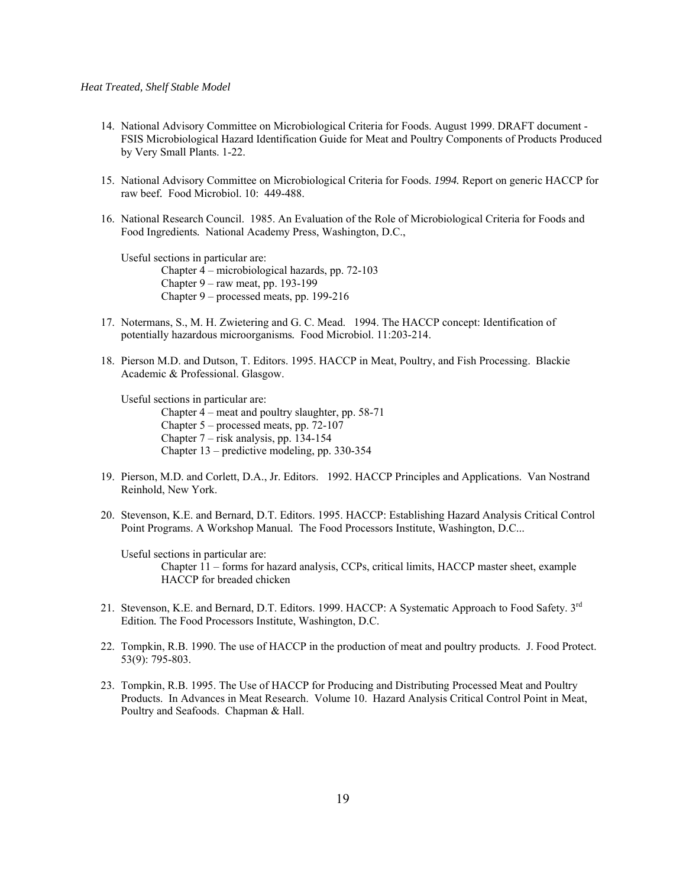14. National Advisory Committee on Microbiological Criteria for Foods. August 1999. DRAFT document - FSIS Microbiological Hazard Identification Guide for Meat and Poultry Components of Products Produced by Very Small Plants. 1-22.

15. National Advisory Committee on Microbiological Criteria for Foods. *1994.* Report on generic HACCP for raw beef. Food Microbiol. 10: 449-488.

16. National Research Council. 1985. An Evaluation of the Role of Microbiological Criteria for Foods and Food Ingredients. National Academy Press, Washington, D.C.,

    Useful sections in particular are:
    
    Chapter 4 – microbiological hazards, pp. 72-103
    Chapter 9 – raw meat, pp. 193-199
    Chapter 9 – processed meats, pp. 199-216

17. Notermans, S., M. H. Zwietering and G. C. Mead. 1994. The HACCP concept: Identification of potentially hazardous microorganisms. Food Microbiol. 11:203-214.

18. Pierson M.D. and Dutson, T. Editors. 1995. HACCP in Meat, Poultry, and Fish Processing. Blackie Academic & Professional. Glasgow.

    Useful sections in particular are:
    
    Chapter 4 – meat and poultry slaughter, pp. 58-71
    Chapter 5 – processed meats, pp. 72-107
    Chapter 7 – risk analysis, pp. 134-154
    Chapter 13 – predictive modeling, pp. 330-354

19. Pierson, M.D. and Corlett, D.A., Jr. Editors. 1992. HACCP Principles and Applications. Van Nostrand Reinhold, New York.

20. Stevenson, K.E. and Bernard, D.T. Editors. 1995. HACCP: Establishing Hazard Analysis Critical Control Point Programs. A Workshop Manual. The Food Processors Institute, Washington, D.C...

    Useful sections in particular are:
    
    Chapter 11 – forms for hazard analysis, CCPs, critical limits, HACCP master sheet, example HACCP for breaded chicken

21. Stevenson, K.E. and Bernard, D.T. Editors. 1999. HACCP: A Systematic Approach to Food Safety. 3rd Edition. The Food Processors Institute, Washington, D.C.

22. Tompkin, R.B. 1990. The use of HACCP in the production of meat and poultry products. J. Food Protect. 53(9): 795-803.

23. Tompkin, R.B. 1995. The Use of HACCP for Producing and Distributing Processed Meat and Poultry Products. In Advances in Meat Research. Volume 10. Hazard Analysis Critical Control Point in Meat, Poultry and Seafoods. Chapman & Hall.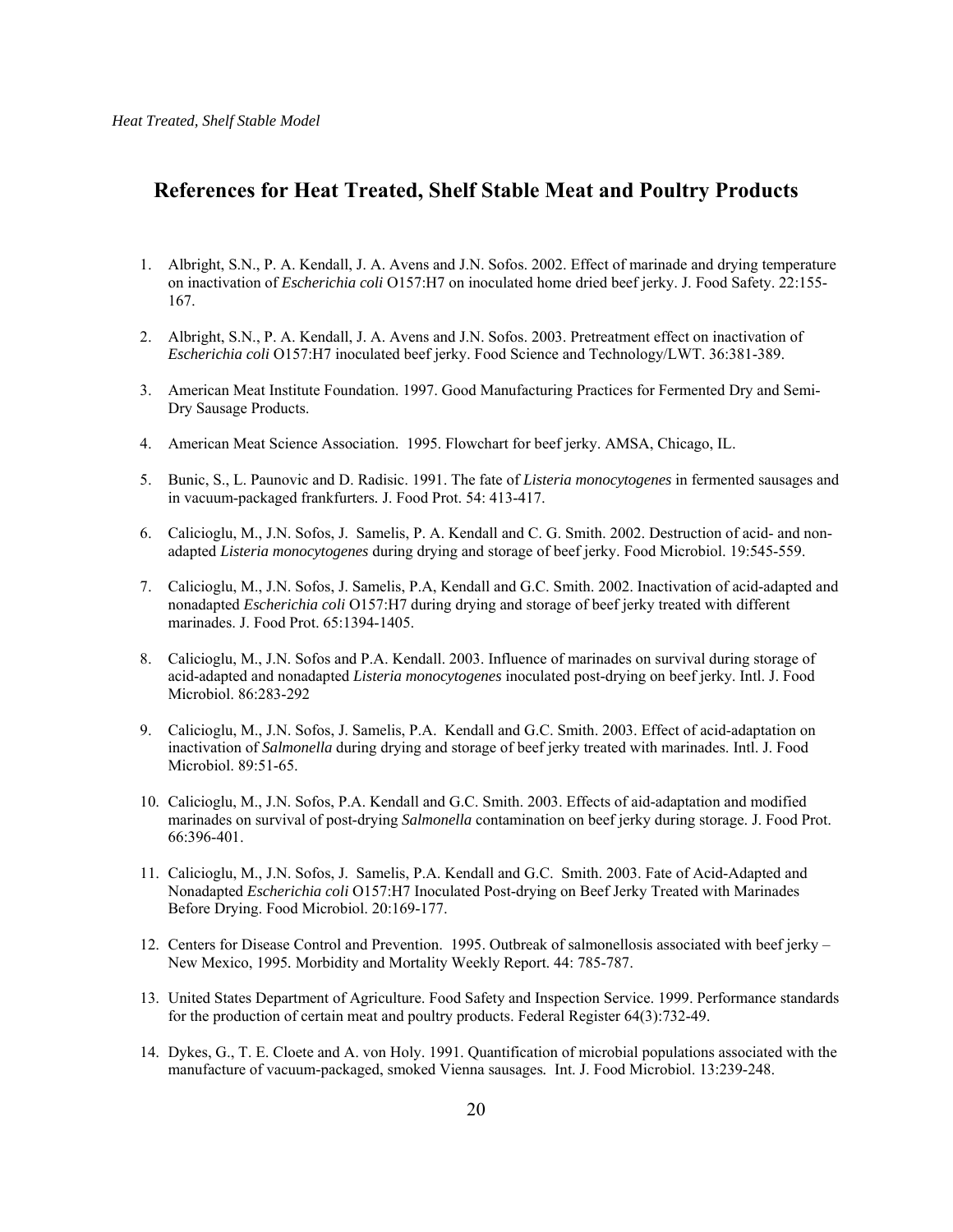## References for Heat Treated, Shelf Stable Meat and Poultry Products

1. Albright, S.N., P. A. Kendall, J. A. Avens and J.N. Sofos. 2002. Effect of marinade and drying temperature on inactivation of *Escherichia coli* O157:H7 on inoculated home dried beef jerky. J. Food Safety. 22:155-167.

2. Albright, S.N., P. A. Kendall, J. A. Avens and J.N. Sofos. 2003. Pretreatment effect on inactivation of *Escherichia coli* O157:H7 inoculated beef jerky. Food Science and Technology/LWT. 36:381-389.

3. American Meat Institute Foundation. 1997. Good Manufacturing Practices for Fermented Dry and Semi-Dry Sausage Products.

4. American Meat Science Association. 1995. Flowchart for beef jerky. AMSA, Chicago, IL.

5. Bunic, S., L. Paunovic and D. Radisic. 1991. The fate of *Listeria monocytogenes* in fermented sausages and in vacuum-packaged frankfurters. J. Food Prot. 54: 413-417.

6. Calicioglu, M., J.N. Sofos, J. Samelis, P. A. Kendall and C. G. Smith. 2002. Destruction of acid- and non-adapted *Listeria monocytogenes* during drying and storage of beef jerky. Food Microbiol. 19:545-559.

7. Calicioglu, M., J.N. Sofos, J. Samelis, P.A, Kendall and G.C. Smith. 2002. Inactivation of acid-adapted and nonadapted *Escherichia coli* O157:H7 during drying and storage of beef jerky treated with different marinades. J. Food Prot. 65:1394-1405.

8. Calicioglu, M., J.N. Sofos and P.A. Kendall. 2003. Influence of marinades on survival during storage of acid-adapted and nonadapted *Listeria monocytogenes* inoculated post-drying on beef jerky. Intl. J. Food Microbiol. 86:283-292

9. Calicioglu, M., J.N. Sofos, J. Samelis, P.A. Kendall and G.C. Smith. 2003. Effect of acid-adaptation on inactivation of *Salmonella* during drying and storage of beef jerky treated with marinades. Intl. J. Food Microbiol. 89:51-65.

10. Calicioglu, M., J.N. Sofos, P.A. Kendall and G.C. Smith. 2003. Effects of aid-adaptation and modified marinades on survival of post-drying *Salmonella* contamination on beef jerky during storage. J. Food Prot. 66:396-401.

11. Calicioglu, M., J.N. Sofos, J. Samelis, P.A. Kendall and G.C. Smith. 2003. Fate of Acid-Adapted and Nonadapted *Escherichia coli* O157:H7 Inoculated Post-drying on Beef Jerky Treated with Marinades Before Drying. Food Microbiol. 20:169-177.

12. Centers for Disease Control and Prevention. 1995. Outbreak of salmonellosis associated with beef jerky – New Mexico, 1995. Morbidity and Mortality Weekly Report. 44: 785-787.

13. United States Department of Agriculture. Food Safety and Inspection Service. 1999. Performance standards for the production of certain meat and poultry products. Federal Register 64(3):732-49.

14. Dykes, G., T. E. Cloete and A. von Holy. 1991. Quantification of microbial populations associated with the manufacture of vacuum-packaged, smoked Vienna sausages. Int. J. Food Microbiol. 13:239-248.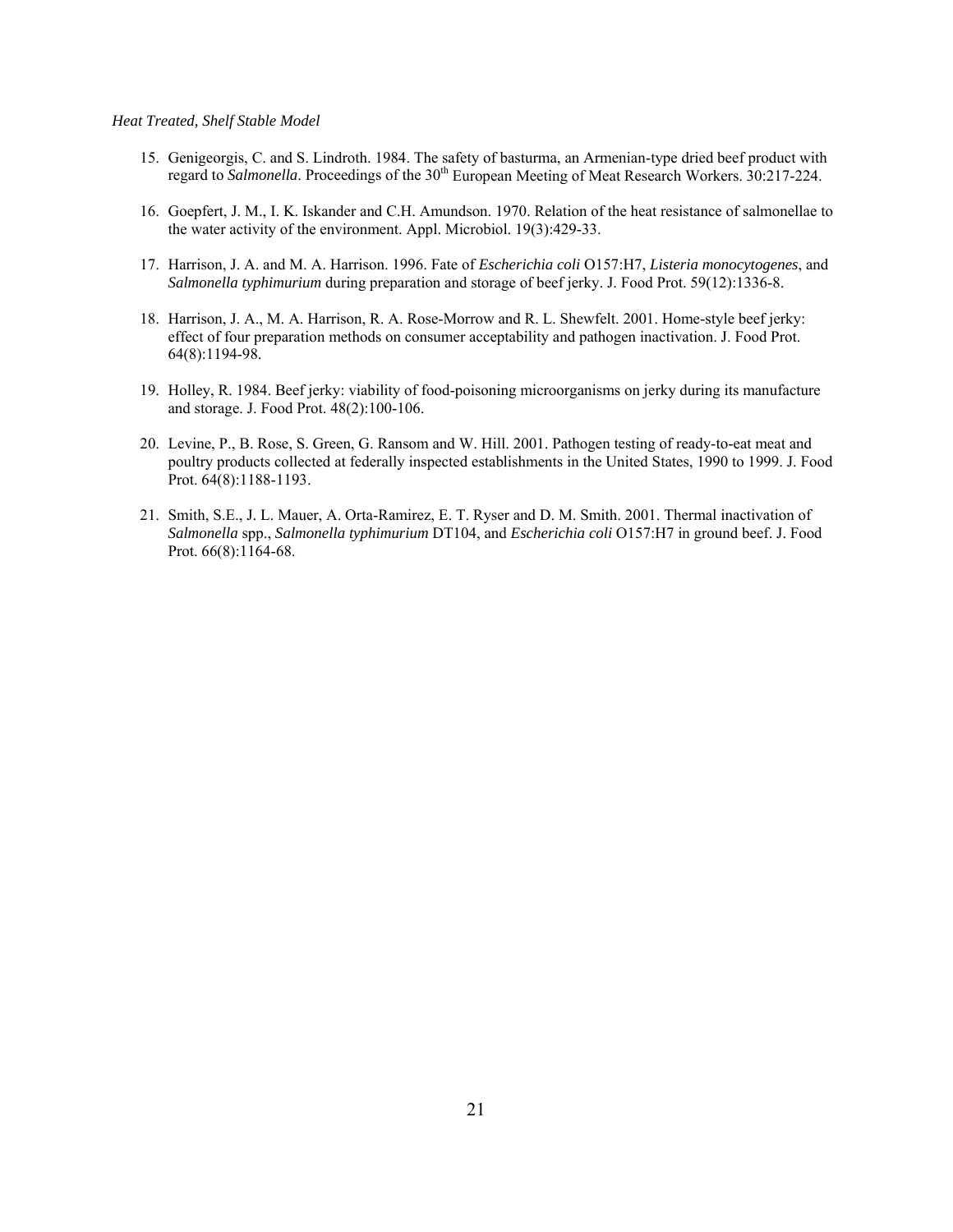15. Genigeorgis, C. and S. Lindroth. 1984. The safety of basturma, an Armenian-type dried beef product with regard to *Salmonella*. Proceedings of the 30th European Meeting of Meat Research Workers. 30:217-224.

16. Goepfert, J. M., I. K. Iskander and C.H. Amundson. 1970. Relation of the heat resistance of salmonellae to the water activity of the environment. Appl. Microbiol. 19(3):429-33.

17. Harrison, J. A. and M. A. Harrison. 1996. Fate of *Escherichia coli* O157:H7, *Listeria monocytogenes*, and *Salmonella typhimurium* during preparation and storage of beef jerky. J. Food Prot. 59(12):1336-8.

18. Harrison, J. A., M. A. Harrison, R. A. Rose-Morrow and R. L. Shewfelt. 2001. Home-style beef jerky: effect of four preparation methods on consumer acceptability and pathogen inactivation. J. Food Prot. 64(8):1194-98.

19. Holley, R. 1984. Beef jerky: viability of food-poisoning microorganisms on jerky during its manufacture and storage. J. Food Prot. 48(2):100-106.

20. Levine, P., B. Rose, S. Green, G. Ransom and W. Hill. 2001. Pathogen testing of ready-to-eat meat and poultry products collected at federally inspected establishments in the United States, 1990 to 1999. J. Food Prot. 64(8):1188-1193.

21. Smith, S.E., J. L. Mauer, A. Orta-Ramirez, E. T. Ryser and D. M. Smith. 2001. Thermal inactivation of *Salmonella* spp., *Salmonella typhimurium* DT104, and *Escherichia coli* O157:H7 in ground beef. J. Food Prot. 66(8):1164-68.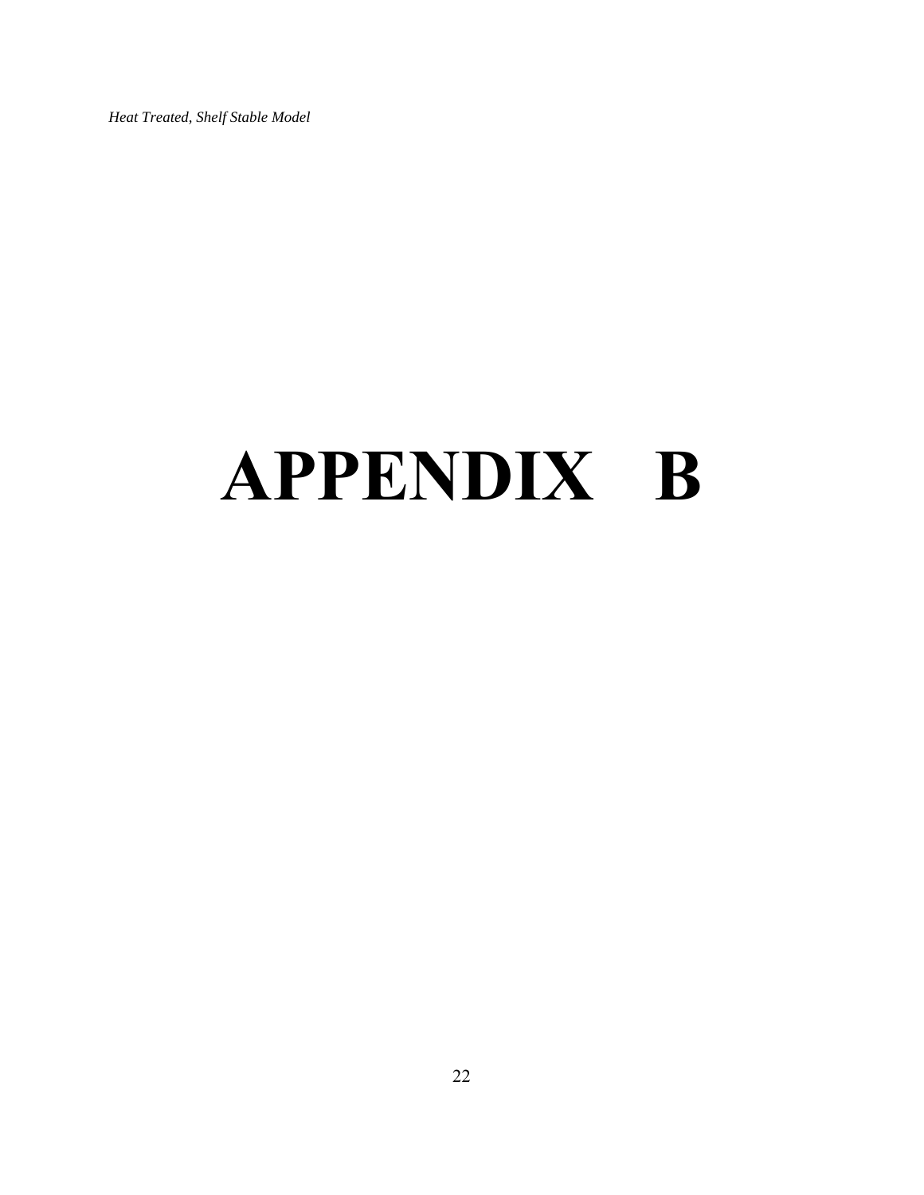# APPENDIX B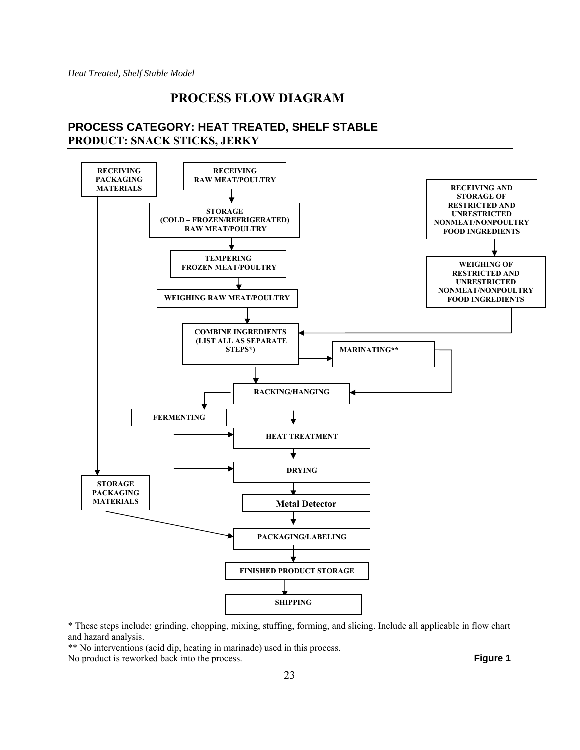# PROCESS FLOW DIAGRAM

## PROCESS CATEGORY: HEAT TREATED, SHELF STABLE
## PRODUCT: SNACK STICKS, JERKY

RECEIVING PACKAGING MATERIALS

RECEIVING RAW MEAT/POULTRY

STORAGE (COLD – FROZEN/REFRIGERATED) RAW MEAT/POULTRY

TEMPERING FROZEN MEAT/POULTRY

WEIGHING RAW MEAT/POULTRY

RECEIVING AND STORAGE OF RESTRICTED AND UNRESTRICTED NONMEAT/NONPOULTRY FOOD INGREDIENTS

WEIGHING OF RESTRICTED AND UNRESTRICTED NONMEAT/NONPOULTRY FOOD INGREDIENTS

COMBINE INGREDIENTS (LIST ALL AS SEPARATE STEPS*)

MARINATING**

RACKING/HANGING

FERMENTING

HEAT TREATMENT

DRYING

STORAGE PACKAGING MATERIALS

Metal Detector

PACKAGING/LABELING

FINISHED PRODUCT STORAGE

SHIPPING

\* These steps include: grinding, chopping, mixing, stuffing, forming, and slicing. Include all applicable in flow chart and hazard analysis.

\*\* No interventions (acid dip, heating in marinade) used in this process.

No product is reworked back into the process.

**Figure 1**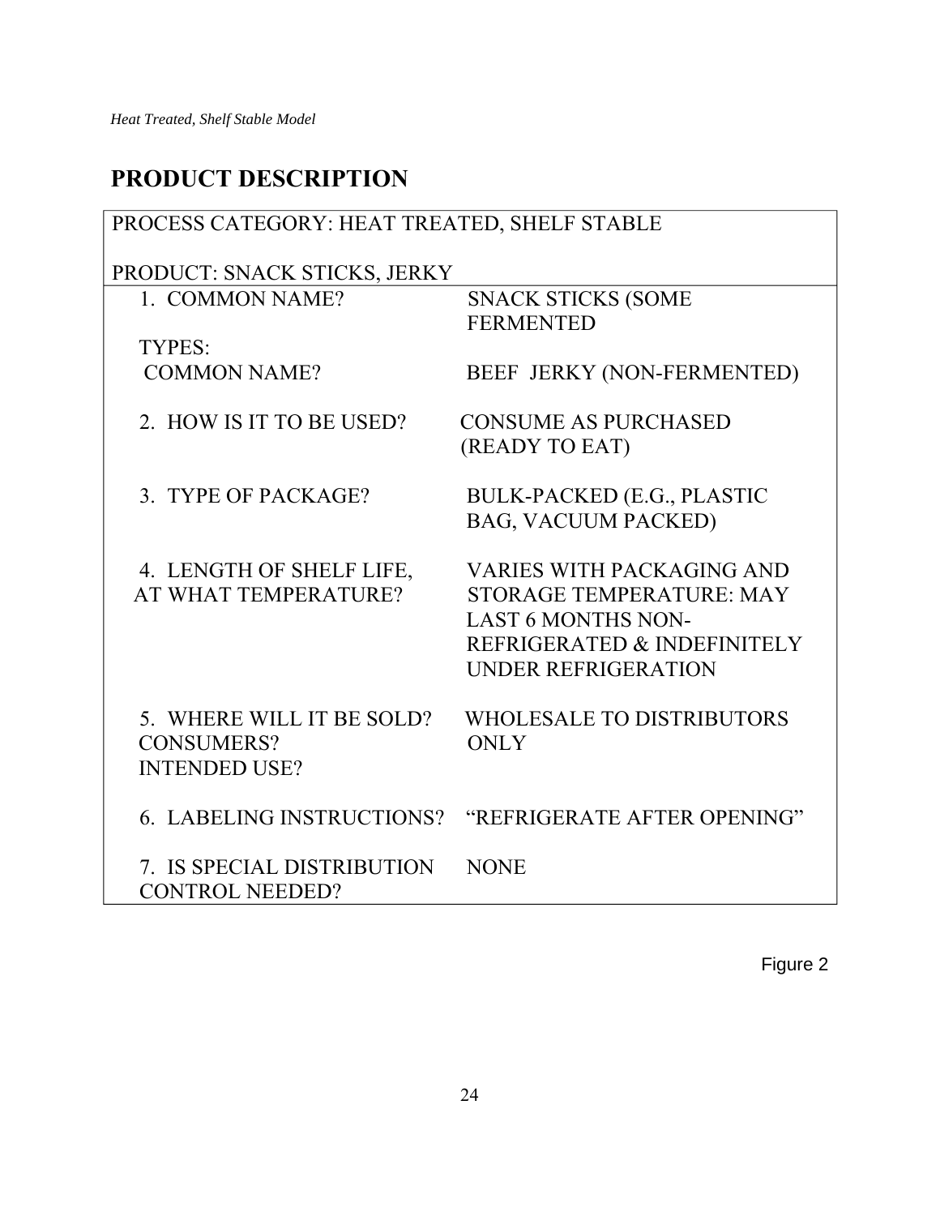## PRODUCT DESCRIPTION

| PROCESS CATEGORY: HEAT TREATED, SHELF STABLE<br><br>PRODUCT: SNACK STICKS, JERKY | |
|---|---|
| 1. COMMON NAME? | SNACK STICKS (SOME FERMENTED |
| TYPES:<br>COMMON NAME? | BEEF JERKY (NON-FERMENTED) |
| 2. HOW IS IT TO BE USED? | CONSUME AS PURCHASED (READY TO EAT) |
| 3. TYPE OF PACKAGE? | BULK-PACKED (E.G., PLASTIC BAG, VACUUM PACKED) |
| 4. LENGTH OF SHELF LIFE, AT WHAT TEMPERATURE? | VARIES WITH PACKAGING AND STORAGE TEMPERATURE: MAY LAST 6 MONTHS NON-REFRIGERATED & INDEFINITELY UNDER REFRIGERATION |
| 5. WHERE WILL IT BE SOLD? CONSUMERS? INTENDED USE? | WHOLESALE TO DISTRIBUTORS ONLY |
| 6. LABELING INSTRUCTIONS? | "REFRIGERATE AFTER OPENING" |
| 7. IS SPECIAL DISTRIBUTION CONTROL NEEDED? | NONE |

Figure 2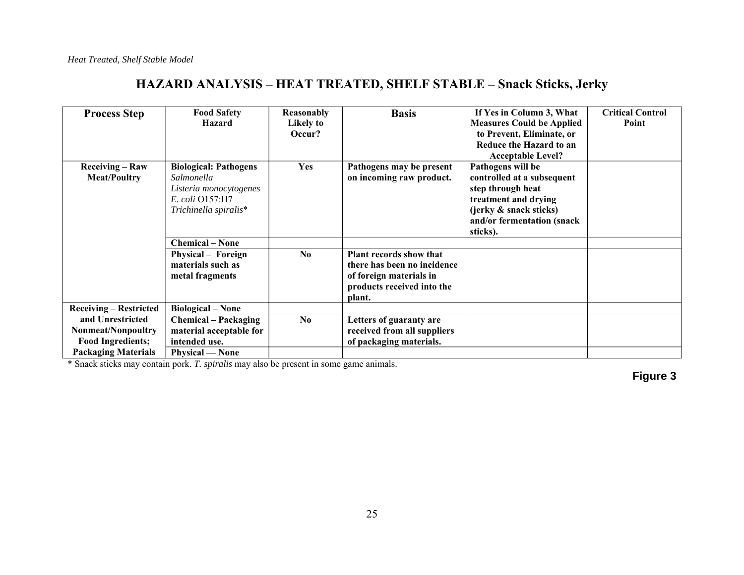# HAZARD ANALYSIS – HEAT TREATED, SHELF STABLE – Snack Sticks, Jerky

| Process Step | Food Safety Hazard | Reasonably Likely to Occur? | Basis | If Yes in Column 3, What Measures Could be Applied to Prevent, Eliminate, or Reduce the Hazard to an Acceptable Level? | Critical Control Point |
|---|---|---|---|---|---|
| **Receiving – Raw Meat/Poultry** | **Biological: Pathogens** *Salmonella* *Listeria monocytogenes* *E. coli* O157:H7 *Trichinella spiralis*\* | **Yes** | **Pathogens may be present on incoming raw product.** | **Pathogens will be controlled at a subsequent step through heat treatment and drying (jerky & snack sticks) and/or fermentation (snack sticks).** | |
| | **Chemical – None** | | | | |
| | **Physical – Foreign materials such as metal fragments** | **No** | **Plant records show that there has been no incidence of foreign materials in products received into the plant.** | | |
| **Receiving – Restricted and Unrestricted Nonmeat/Nonpoultry Food Ingredients; Packaging Materials** | **Biological – None** | | | | |
| | **Chemical – Packaging material acceptable for intended use.** | **No** | **Letters of guaranty are received from all suppliers of packaging materials.** | | |
| | **Physical — None** | | | | |

\* Snack sticks may contain pork. *T. spiralis* may also be present in some game animals.

**Figure 3**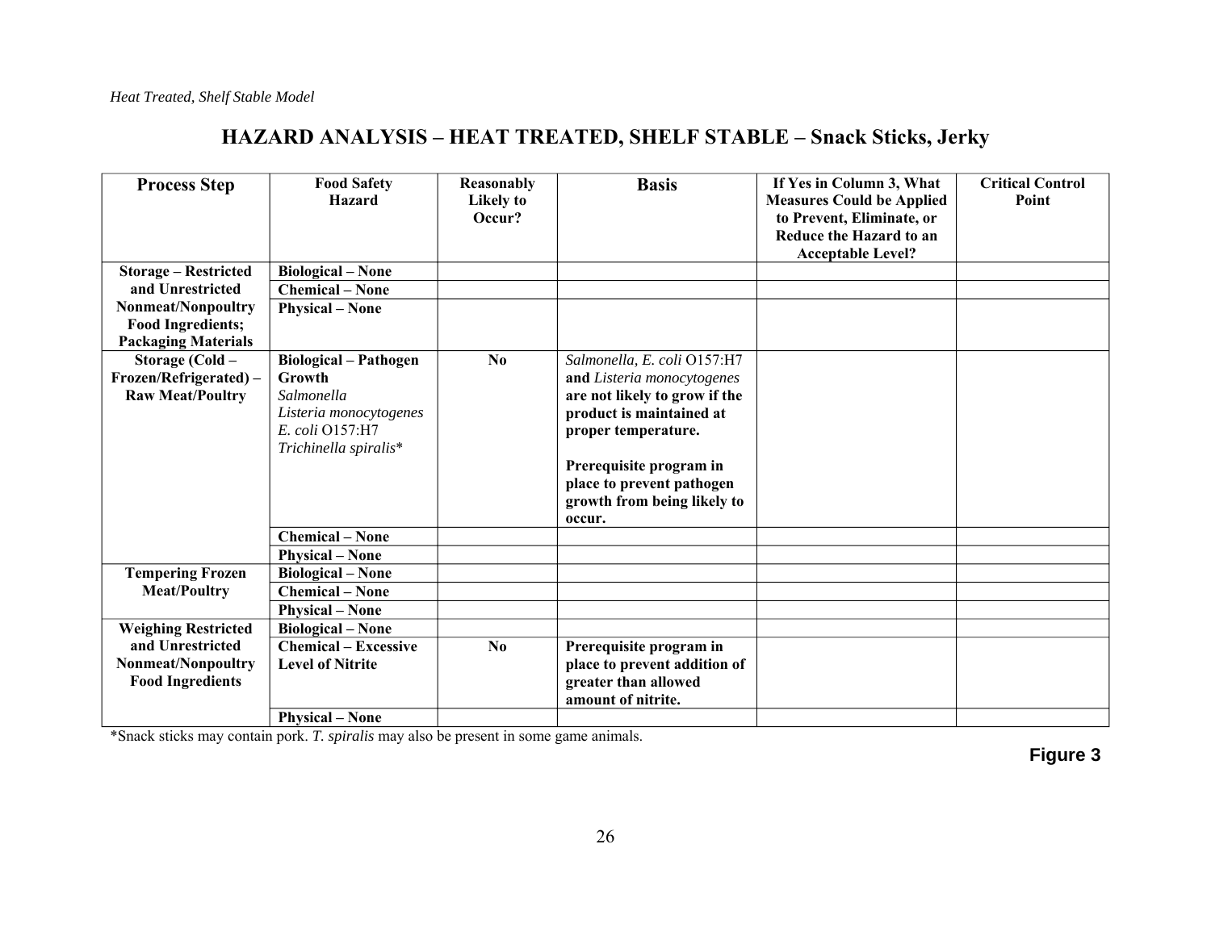*Heat Treated, Shelf Stable Model*

## HAZARD ANALYSIS – HEAT TREATED, SHELF STABLE – Snack Sticks, Jerky

| Process Step | Food Safety Hazard | Reasonably Likely to Occur? | Basis | If Yes in Column 3, What Measures Could be Applied to Prevent, Eliminate, or Reduce the Hazard to an Acceptable Level? | Critical Control Point |
|---|---|---|---|---|---|
| **Storage – Restricted and Unrestricted Nonmeat/Nonpoultry Food Ingredients; Packaging Materials** | **Biological – None** | | | | |
| | **Chemical – None** | | | | |
| | **Physical – None** | | | | |
| **Storage (Cold – Frozen/Refrigerated) – Raw Meat/Poultry** | **Biological – Pathogen Growth** *Salmonella* *Listeria monocytogenes* *E. coli* O157:H7 *Trichinella spiralis** | **No** | *Salmonella, E. coli* O157:H7 **and** *Listeria monocytogenes* **are not likely to grow if the product is maintained at proper temperature.** **Prerequisite program in place to prevent pathogen growth from being likely to occur.** | | |
| | **Chemical – None** | | | | |
| | **Physical – None** | | | | |
| **Tempering Frozen Meat/Poultry** | **Biological – None** | | | | |
| | **Chemical – None** | | | | |
| | **Physical – None** | | | | |
| **Weighing Restricted and Unrestricted Nonmeat/Nonpoultry Food Ingredients** | **Biological – None** | | | | |
| | **Chemical – Excessive Level of Nitrite** | **No** | **Prerequisite program in place to prevent addition of greater than allowed amount of nitrite.** | | |
| | **Physical – None** | | | | |

*Snack sticks may contain pork. *T. spiralis* may also be present in some game animals.

**Figure 3**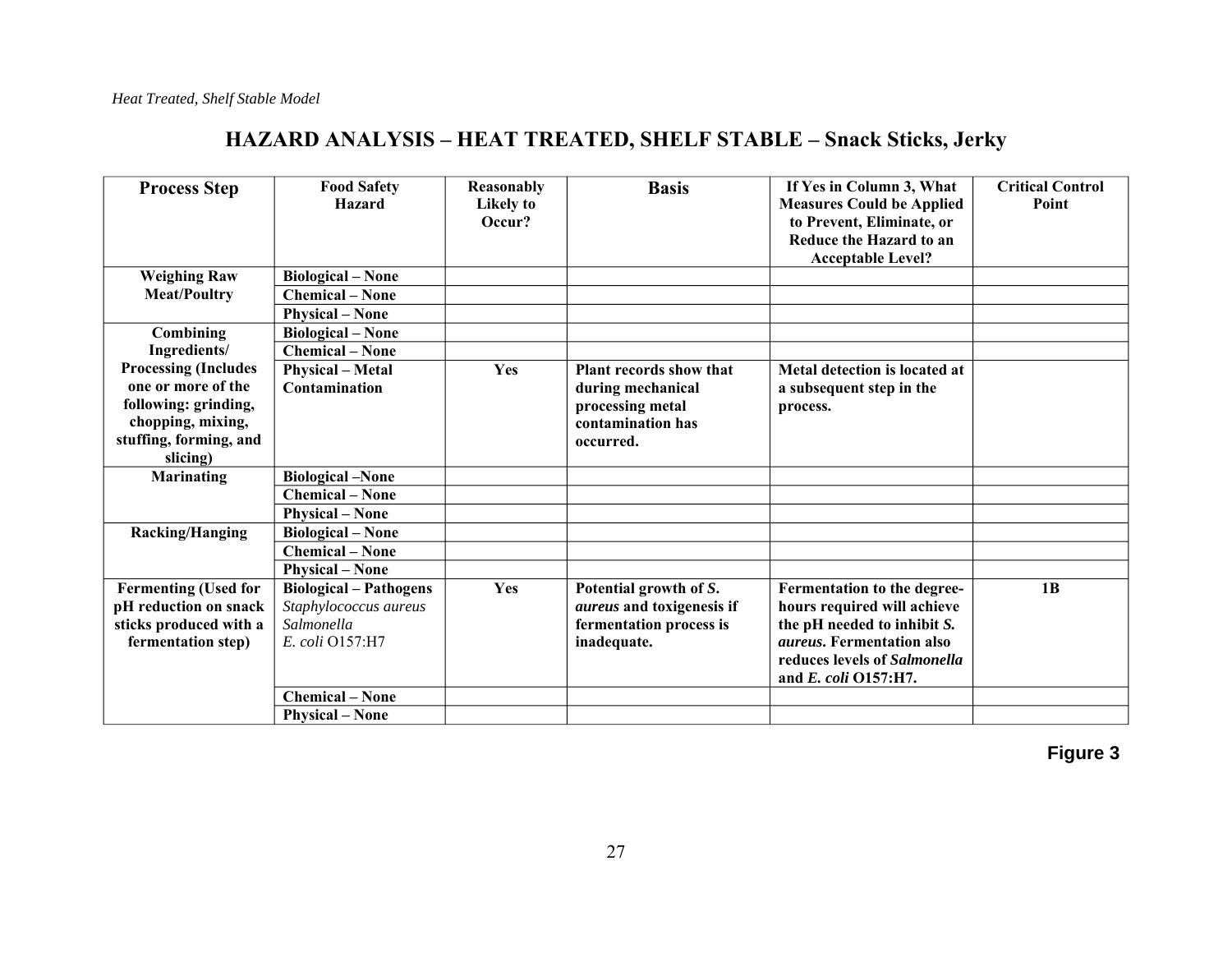## HAZARD ANALYSIS – HEAT TREATED, SHELF STABLE – Snack Sticks, Jerky

| Process Step | Food Safety Hazard | Reasonably Likely to Occur? | Basis | If Yes in Column 3, What Measures Could be Applied to Prevent, Eliminate, or Reduce the Hazard to an Acceptable Level? | Critical Control Point |
|---|---|---|---|---|---|
| **Weighing Raw Meat/Poultry** | **Biological – None** | | | | |
| | **Chemical – None** | | | | |
| | **Physical – None** | | | | |
| **Combining Ingredients/ Processing (Includes one or more of the following: grinding, chopping, mixing, stuffing, forming, and slicing)** | **Biological – None** | | | | |
| | **Chemical – None** | | | | |
| | **Physical – Metal Contamination** | **Yes** | **Plant records show that during mechanical processing metal contamination has occurred.** | **Metal detection is located at a subsequent step in the process.** | |
| **Marinating** | **Biological –None** | | | | |
| | **Chemical – None** | | | | |
| | **Physical – None** | | | | |
| **Racking/Hanging** | **Biological – None** | | | | |
| | **Chemical – None** | | | | |
| | **Physical – None** | | | | |
| **Fermenting (Used for pH reduction on snack sticks produced with a fermentation step)** | **Biological – Pathogens** *Staphylococcus aureus* *Salmonella* *E. coli* O157:H7 | **Yes** | **Potential growth of *S. aureus* and toxigenesis if fermentation process is inadequate.** | **Fermentation to the degree-hours required will achieve the pH needed to inhibit *S. aureus*. Fermentation also reduces levels of *Salmonella* and *E. coli* O157:H7.** | **1B** |
| | **Chemical – None** | | | | |
| | **Physical – None** | | | | |

**Figure 3**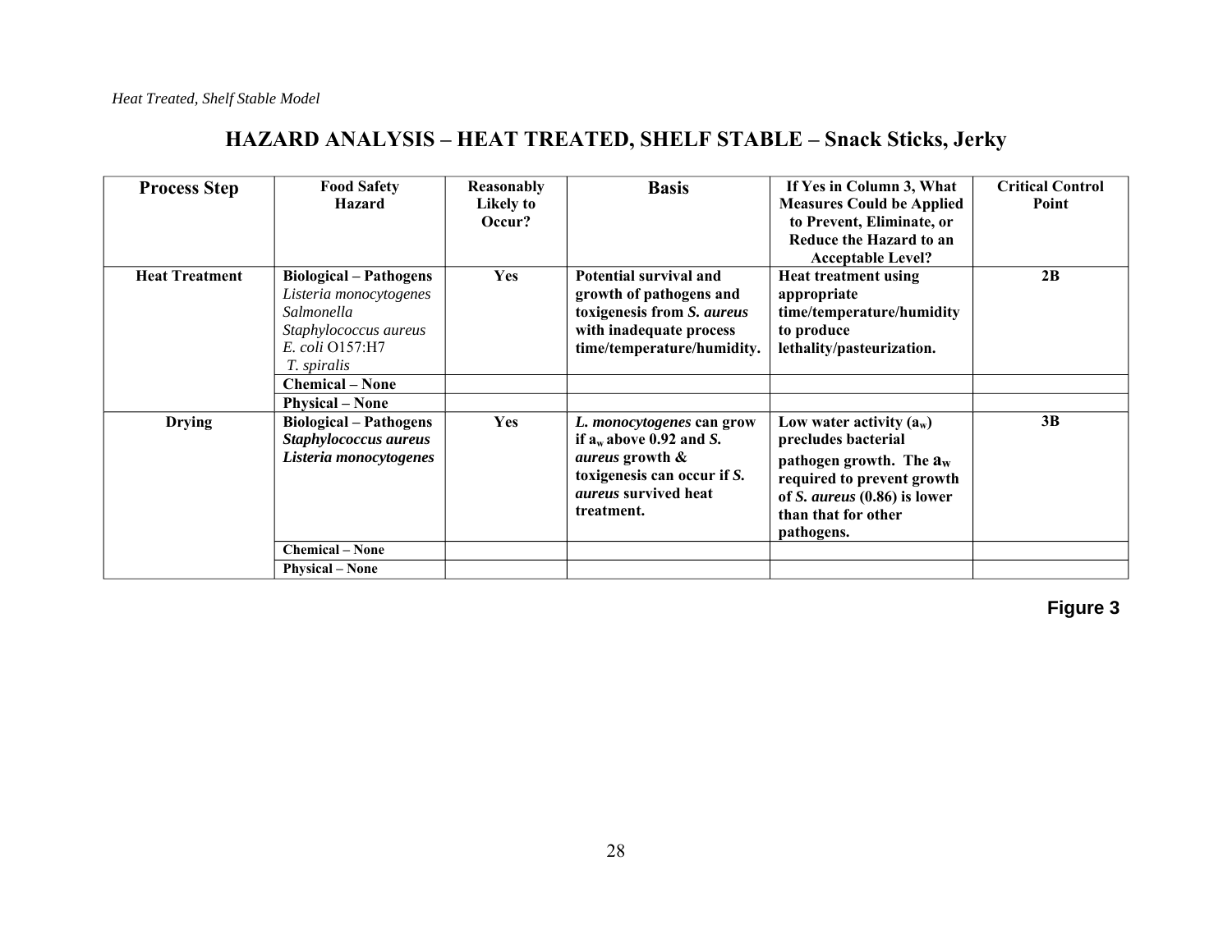## HAZARD ANALYSIS – HEAT TREATED, SHELF STABLE – Snack Sticks, Jerky

| Process Step | Food Safety Hazard | Reasonably Likely to Occur? | Basis | If Yes in Column 3, What Measures Could be Applied to Prevent, Eliminate, or Reduce the Hazard to an Acceptable Level? | Critical Control Point |
|---|---|---|---|---|---|
| **Heat Treatment** | **Biological – Pathogens** *Listeria monocytogenes* *Salmonella* *Staphylococcus aureus* *E. coli* O157:H7 *T. spiralis* | **Yes** | **Potential survival and growth of pathogens and toxigenesis from *S. aureus* with inadequate process time/temperature/humidity.** | **Heat treatment using appropriate time/temperature/humidity to produce lethality/pasteurization.** | **2B** |
| | **Chemical – None** | | | | |
| | **Physical – None** | | | | |
| **Drying** | **Biological – Pathogens** ***Staphylococcus aureus*** ***Listeria monocytogenes*** | **Yes** | ***L. monocytogenes* can grow if $a_w$ above 0.92 and *S. aureus* growth & toxigenesis can occur if *S. aureus* survived heat treatment.** | **Low water activity ($a_w$) precludes bacterial pathogen growth. The $a_w$ required to prevent growth of *S. aureus* (0.86) is lower than that for other pathogens.** | **3B** |
| | **Chemical – None** | | | | |
| | **Physical – None** | | | | |

**Figure 3**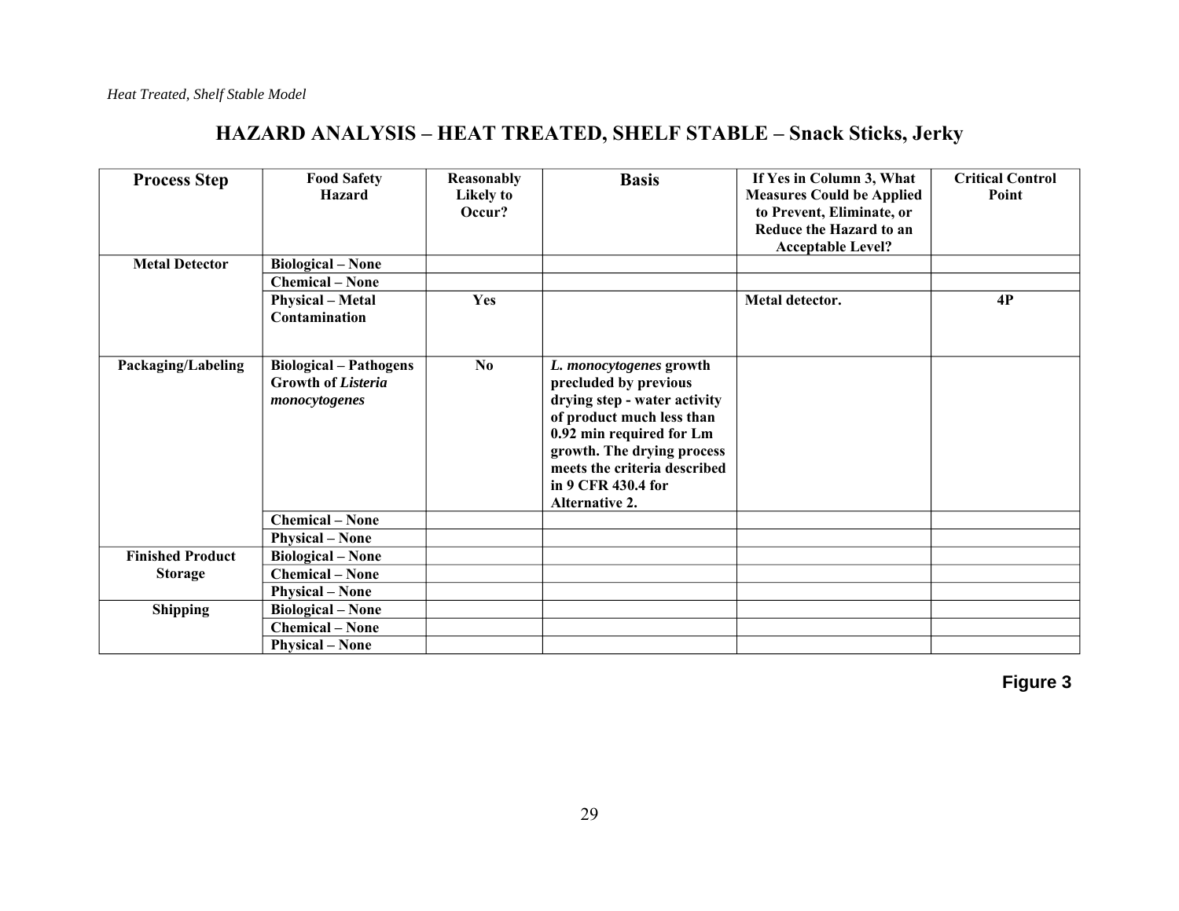## HAZARD ANALYSIS – HEAT TREATED, SHELF STABLE – Snack Sticks, Jerky

| Process Step | Food Safety Hazard | Reasonably Likely to Occur? | Basis | If Yes in Column 3, What Measures Could be Applied to Prevent, Eliminate, or Reduce the Hazard to an Acceptable Level? | Critical Control Point |
|---|---|---|---|---|---|
| **Metal Detector** | **Biological – None** | | | | |
| | **Chemical – None** | | | | |
| | **Physical – Metal Contamination** | **Yes** | | **Metal detector.** | **4P** |
| **Packaging/Labeling** | **Biological – Pathogens Growth of *Listeria monocytogenes*** | **No** | ***L. monocytogenes* growth precluded by previous drying step - water activity of product much less than 0.92 min required for Lm growth. The drying process meets the criteria described in 9 CFR 430.4 for Alternative 2.** | | |
| | **Chemical – None** | | | | |
| | **Physical – None** | | | | |
| **Finished Product Storage** | **Biological – None** | | | | |
| | **Chemical – None** | | | | |
| | **Physical – None** | | | | |
| **Shipping** | **Biological – None** | | | | |
| | **Chemical – None** | | | | |
| | **Physical – None** | | | | |

**Figure 3**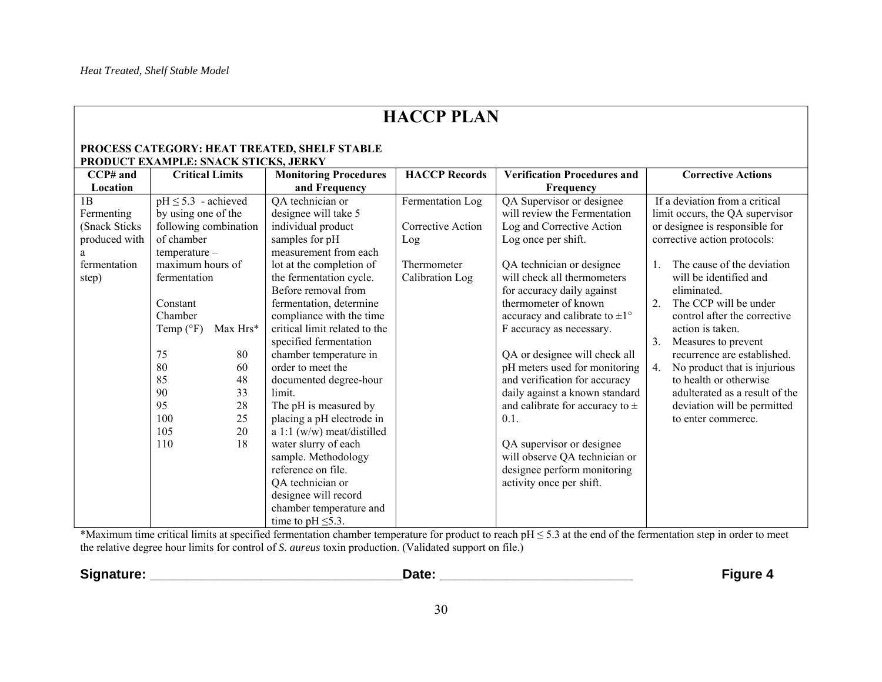# HACCP PLAN

**PROCESS CATEGORY: HEAT TREATED, SHELF STABLE**
**PRODUCT EXAMPLE: SNACK STICKS, JERKY**

| CCP# and Location | Critical Limits | Monitoring Procedures and Frequency | HACCP Records | Verification Procedures and Frequency | Corrective Actions |
|---|---|---|---|---|---|
| 1B Fermenting (Snack Sticks produced with a fermentation step) | pH ≤ 5.3 - achieved by using one of the following combination of chamber temperature – maximum hours of fermentation<br><br>Constant Chamber Temp (°F) Max Hrs*<br><br>75 80<br>80 60<br>85 48<br>90 33<br>95 28<br>100 25<br>105 20<br>110 18 | QA technician or designee will take 5 individual product samples for pH measurement from each lot at the completion of the fermentation cycle. Before removal from fermentation, determine compliance with the time critical limit related to the specified fermentation chamber temperature in order to meet the documented degree-hour limit.<br>The pH is measured by placing a pH electrode in a 1:1 (w/w) meat/distilled water slurry of each sample. Methodology reference on file.<br>QA technician or designee will record chamber temperature and time to pH ≤5.3. | Fermentation Log<br><br>Corrective Action Log<br><br>Thermometer Calibration Log | QA Supervisor or designee will review the Fermentation Log and Corrective Action Log once per shift.<br><br>QA technician or designee will check all thermometers for accuracy daily against thermometer of known accuracy and calibrate to ±1° F accuracy as necessary.<br><br>QA or designee will check all pH meters used for monitoring and verification for accuracy daily against a known standard and calibrate for accuracy to ± 0.1.<br><br>QA supervisor or designee will observe QA technician or designee perform monitoring activity once per shift. | If a deviation from a critical limit occurs, the QA supervisor or designee is responsible for corrective action protocols:<br><br>1. The cause of the deviation will be identified and eliminated.<br>2. The CCP will be under control after the corrective action is taken.<br>3. Measures to prevent recurrence are established.<br>4. No product that is injurious to health or otherwise adulterated as a result of the deviation will be permitted to enter commerce. |

*Maximum time critical limits at specified fermentation chamber temperature for product to reach pH ≤ 5.3 at the end of the fermentation step in order to meet the relative degree hour limits for control of *S. aureus* toxin production. (Validated support on file.)

**Signature:** ______________________________ **Date:** ______________________ **Figure 4**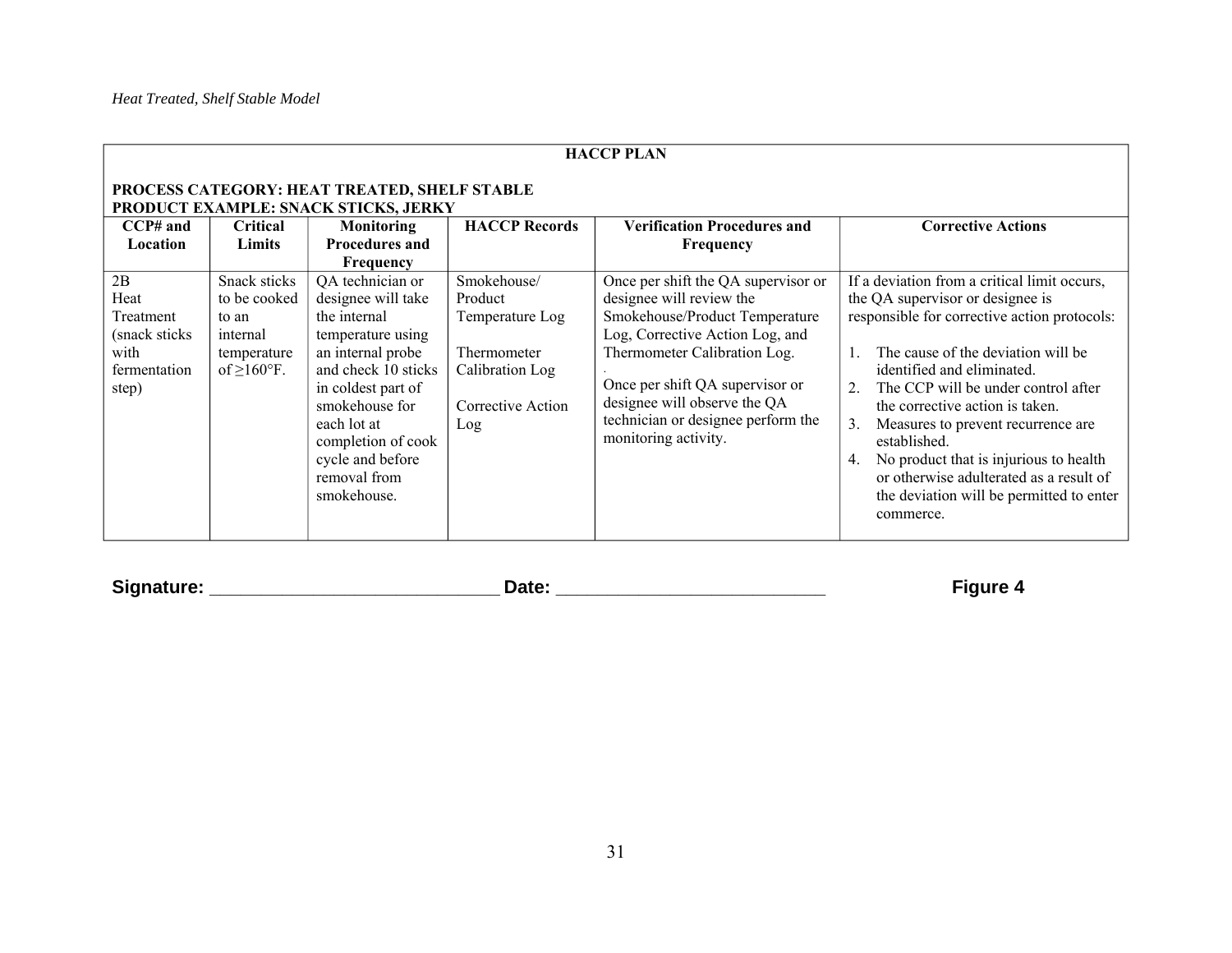*Heat Treated, Shelf Stable Model*

**HACCP PLAN**

**PROCESS CATEGORY: HEAT TREATED, SHELF STABLE**
**PRODUCT EXAMPLE: SNACK STICKS, JERKY**

| CCP# and Location | Critical Limits | Monitoring Procedures and Frequency | HACCP Records | Verification Procedures and Frequency | Corrective Actions |
|---|---|---|---|---|---|
| 2B Heat Treatment (snack sticks with fermentation step) | Snack sticks to be cooked to an internal temperature of ≥160°F. | QA technician or designee will take the internal temperature using an internal probe and check 10 sticks in coldest part of smokehouse for each lot at completion of cook cycle and before removal from smokehouse. | Smokehouse/ Product Temperature Log<br><br>Thermometer Calibration Log<br><br>Corrective Action Log | Once per shift the QA supervisor or designee will review the Smokehouse/Product Temperature Log, Corrective Action Log, and Thermometer Calibration Log.<br>.<br>Once per shift QA supervisor or designee will observe the QA technician or designee perform the monitoring activity. | If a deviation from a critical limit occurs, the QA supervisor or designee is responsible for corrective action protocols:<br><br>1. The cause of the deviation will be identified and eliminated.<br>2. The CCP will be under control after the corrective action is taken.<br>3. Measures to prevent recurrence are established.<br>4. No product that is injurious to health or otherwise adulterated as a result of the deviation will be permitted to enter commerce. |

**Signature:** ______________________________ **Date:** ____________________________ **Figure 4**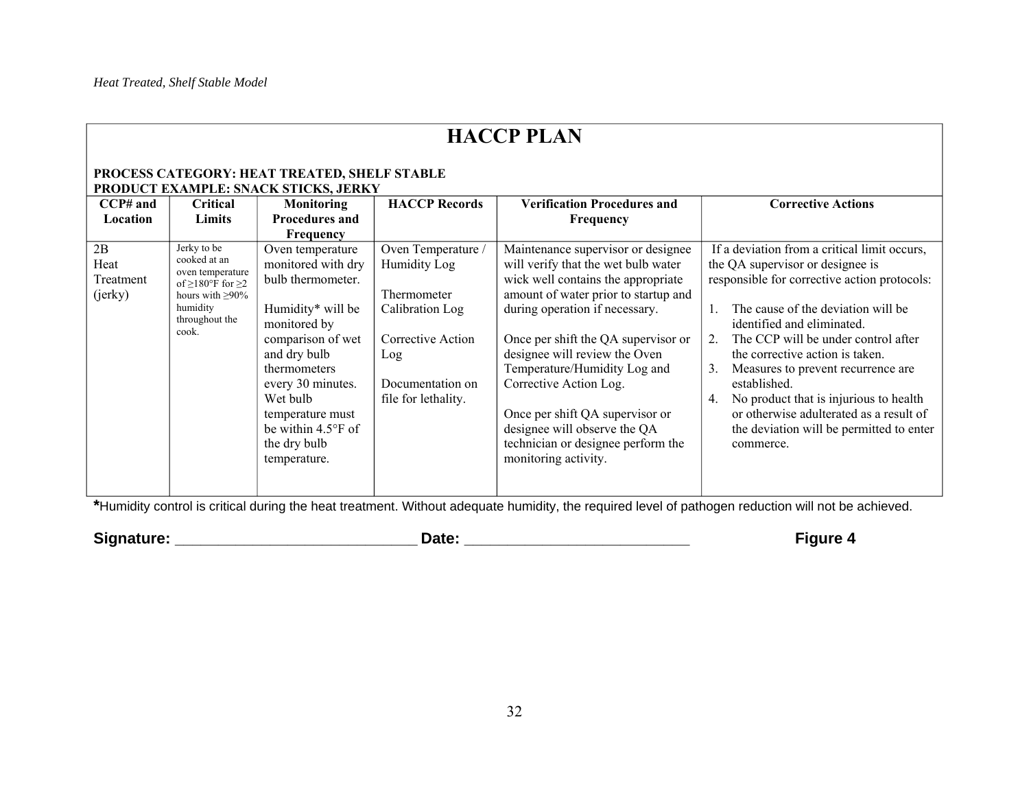*Heat Treated, Shelf Stable Model*

# HACCP PLAN

**PROCESS CATEGORY: HEAT TREATED, SHELF STABLE**
**PRODUCT EXAMPLE: SNACK STICKS, JERKY**

| CCP# and Location | Critical Limits | Monitoring Procedures and Frequency | HACCP Records | Verification Procedures and Frequency | Corrective Actions |
|---|---|---|---|---|---|
| 2B<br>Heat Treatment (jerky) | Jerky to be cooked at an oven temperature of ≥180°F for ≥2 hours with ≥90% humidity throughout the cook. | Oven temperature monitored with dry bulb thermometer.<br><br>Humidity* will be monitored by comparison of wet and dry bulb thermometers every 30 minutes. Wet bulb temperature must be within 4.5°F of the dry bulb temperature. | Oven Temperature / Humidity Log<br><br>Thermometer Calibration Log<br><br>Corrective Action Log<br><br>Documentation on file for lethality. | Maintenance supervisor or designee will verify that the wet bulb water wick well contains the appropriate amount of water prior to startup and during operation if necessary.<br><br>Once per shift the QA supervisor or designee will review the Oven Temperature/Humidity Log and Corrective Action Log.<br><br>Once per shift QA supervisor or designee will observe the QA technician or designee perform the monitoring activity. | If a deviation from a critical limit occurs, the QA supervisor or designee is responsible for corrective action protocols:<br><br>1. The cause of the deviation will be identified and eliminated.<br>2. The CCP will be under control after the corrective action is taken.<br>3. Measures to prevent recurrence are established.<br>4. No product that is injurious to health or otherwise adulterated as a result of the deviation will be permitted to enter commerce. |

***Humidity control is critical during the heat treatment. Without adequate humidity, the required level of pathogen reduction will not be achieved.**

**Signature: ______________________________ Date: ____________________________**

**Figure 4**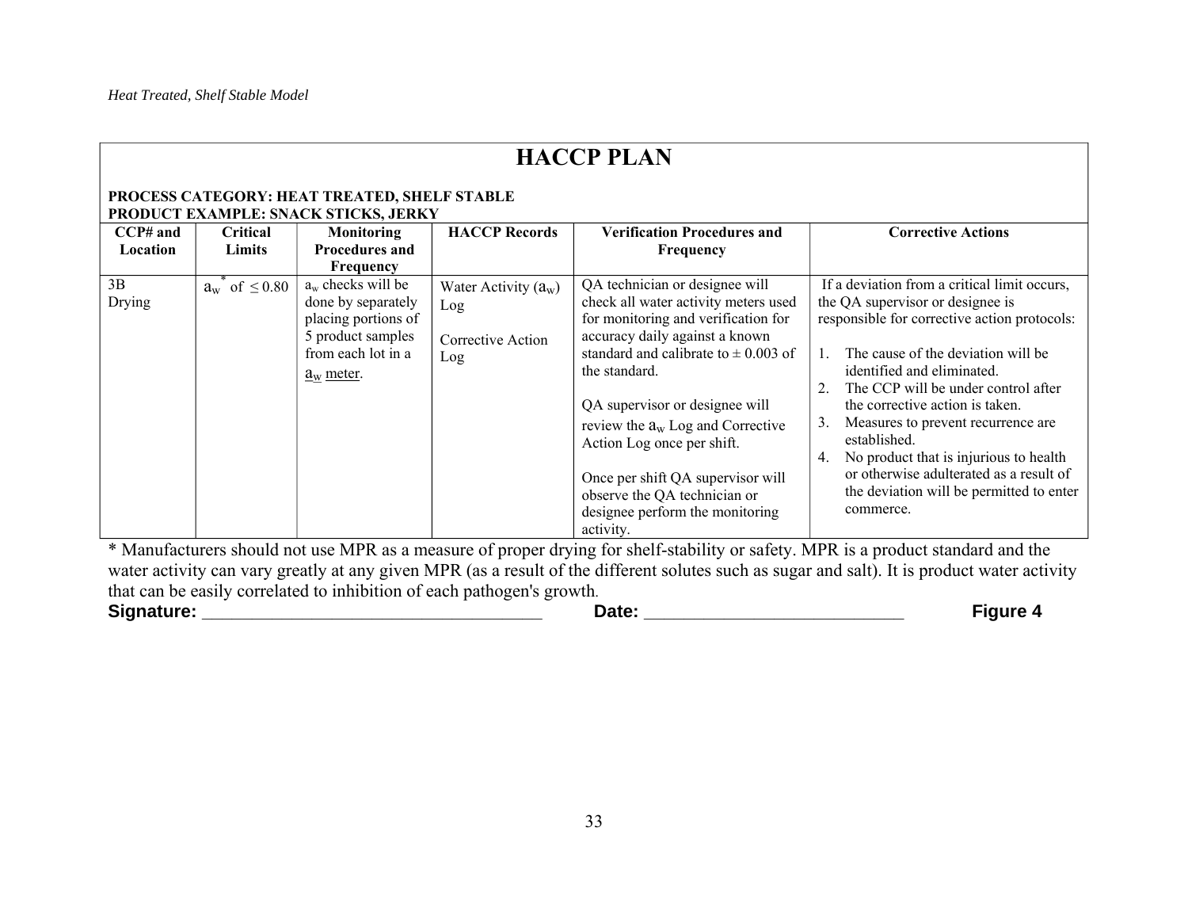# HACCP PLAN

**PROCESS CATEGORY: HEAT TREATED, SHELF STABLE**
**PRODUCT EXAMPLE: SNACK STICKS, JERKY**

| CCP# and Location | Critical Limits | Monitoring Procedures and Frequency | HACCP Records | Verification Procedures and Frequency | Corrective Actions |
|---|---|---|---|---|---|
| 3B<br>Drying | $a_w$* of $\leq 0.80$ | $a_w$ checks will be done by separately placing portions of 5 product samples from each lot in a $a_w$ meter. | Water Activity ($a_w$) Log<br><br>Corrective Action Log | QA technician or designee will check all water activity meters used for monitoring and verification for accuracy daily against a known standard and calibrate to $\pm$ 0.003 of the standard.<br><br>QA supervisor or designee will review the $a_w$ Log and Corrective Action Log once per shift.<br><br>Once per shift QA supervisor will observe the QA technician or designee perform the monitoring activity. | If a deviation from a critical limit occurs, the QA supervisor or designee is responsible for corrective action protocols:<br><br>1. The cause of the deviation will be identified and eliminated.<br>2. The CCP will be under control after the corrective action is taken.<br>3. Measures to prevent recurrence are established.<br>4. No product that is injurious to health or otherwise adulterated as a result of the deviation will be permitted to enter commerce. |

* Manufacturers should not use MPR as a measure of proper drying for shelf-stability or safety. MPR is a product standard and the water activity can vary greatly at any given MPR (as a result of the different solutes such as sugar and salt). It is product water activity that can be easily correlated to inhibition of each pathogen's growth.

**Signature:** ____________________________________ **Date:** ___________________________ **Figure 4**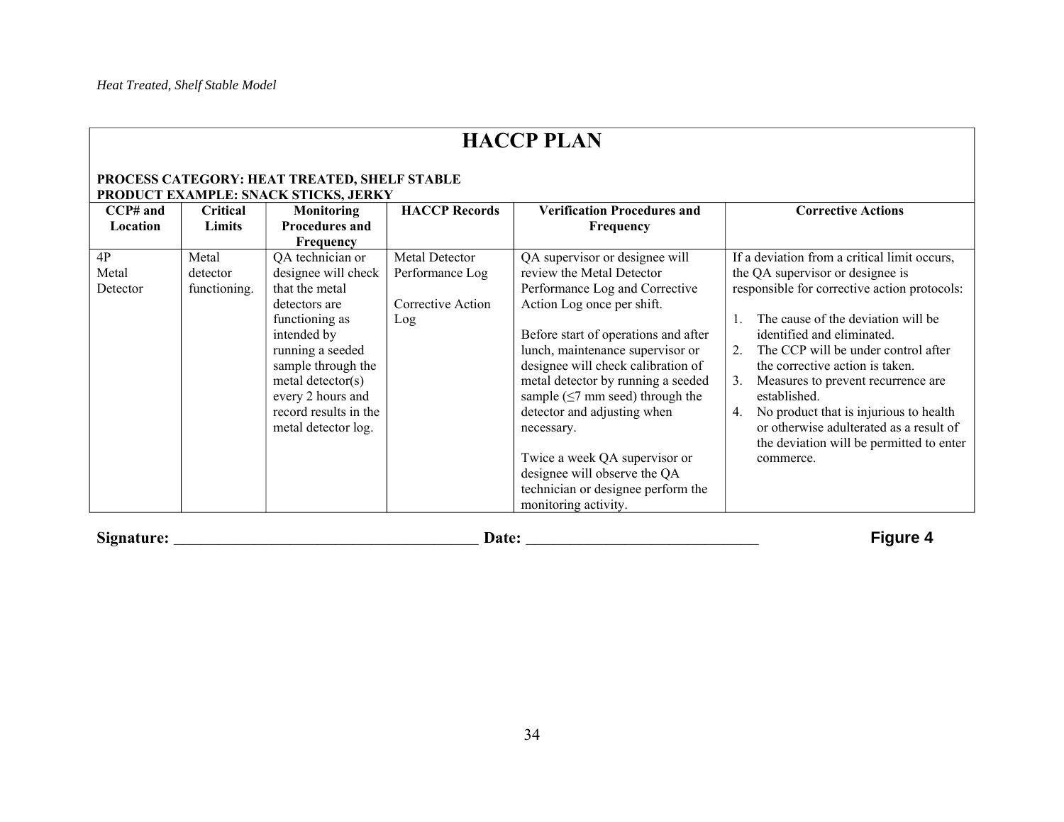*Heat Treated, Shelf Stable Model*

# HACCP PLAN

**PROCESS CATEGORY: HEAT TREATED, SHELF STABLE**
**PRODUCT EXAMPLE: SNACK STICKS, JERKY**

| CCP# and Location | Critical Limits | Monitoring Procedures and Frequency | HACCP Records | Verification Procedures and Frequency | Corrective Actions |
|---|---|---|---|---|---|
| 4P<br>Metal Detector | Metal detector functioning. | QA technician or designee will check that the metal detectors are functioning as intended by running a seeded sample through the metal detector(s) every 2 hours and record results in the metal detector log. | Metal Detector Performance Log<br><br>Corrective Action Log | QA supervisor or designee will review the Metal Detector Performance Log and Corrective Action Log once per shift.<br><br>Before start of operations and after lunch, maintenance supervisor or designee will check calibration of metal detector by running a seeded sample (≤7 mm seed) through the detector and adjusting when necessary.<br><br>Twice a week QA supervisor or designee will observe the QA technician or designee perform the monitoring activity. | If a deviation from a critical limit occurs, the QA supervisor or designee is responsible for corrective action protocols:<br><br>1. The cause of the deviation will be identified and eliminated.<br>2. The CCP will be under control after the corrective action is taken.<br>3. Measures to prevent recurrence are established.<br>4. No product that is injurious to health or otherwise adulterated as a result of the deviation will be permitted to enter commerce. |

**Signature:** ______________________________ **Date:** ______________________________ **Figure 4**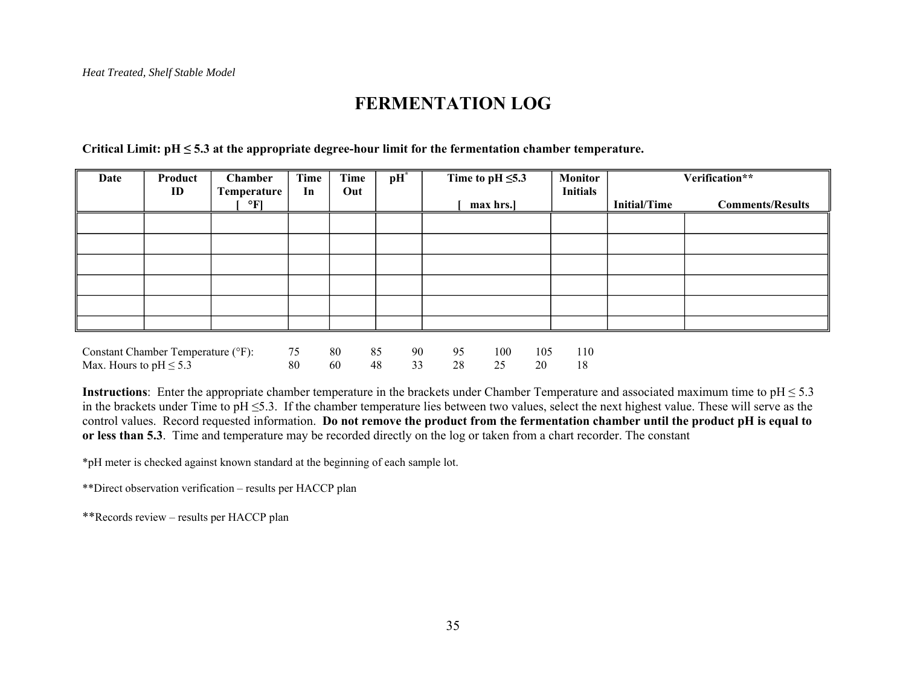*Heat Treated, Shelf Stable Model*

# FERMENTATION LOG

**Critical Limit: pH ≤ 5.3 at the appropriate degree-hour limit for the fermentation chamber temperature.**

| Date | Product ID | Chamber Temperature [ °F] | Time In | Time Out | pH* | Time to pH ≤5.3 [ max hrs.] | Monitor Initials | Verification** | |
|---|---|---|---|---|---|---|---|---|---|
| | | | | | | | | Initial/Time | Comments/Results |
| | | | | | | | | | |
| | | | | | | | | | |
| | | | | | | | | | |
| | | | | | | | | | |
| | | | | | | | | | |
| | | | | | | | | | |

| | | | | | | | | |
|---|---|---|---|---|---|---|---|---|
| Constant Chamber Temperature (°F): | 75 | 80 | 85 | 90 | 95 | 100 | 105 | 110 |
| Max. Hours to pH ≤ 5.3 | 80 | 60 | 48 | 33 | 28 | 25 | 20 | 18 |

**Instructions**: Enter the appropriate chamber temperature in the brackets under Chamber Temperature and associated maximum time to pH ≤ 5.3 in the brackets under Time to pH ≤5.3. If the chamber temperature lies between two values, select the next highest value. These will serve as the control values. Record requested information. **Do not remove the product from the fermentation chamber until the product pH is equal to or less than 5.3**. Time and temperature may be recorded directly on the log or taken from a chart recorder. The constant

*pH meter is checked against known standard at the beginning of each sample lot.

**Direct observation verification – results per HACCP plan

**Records review – results per HACCP plan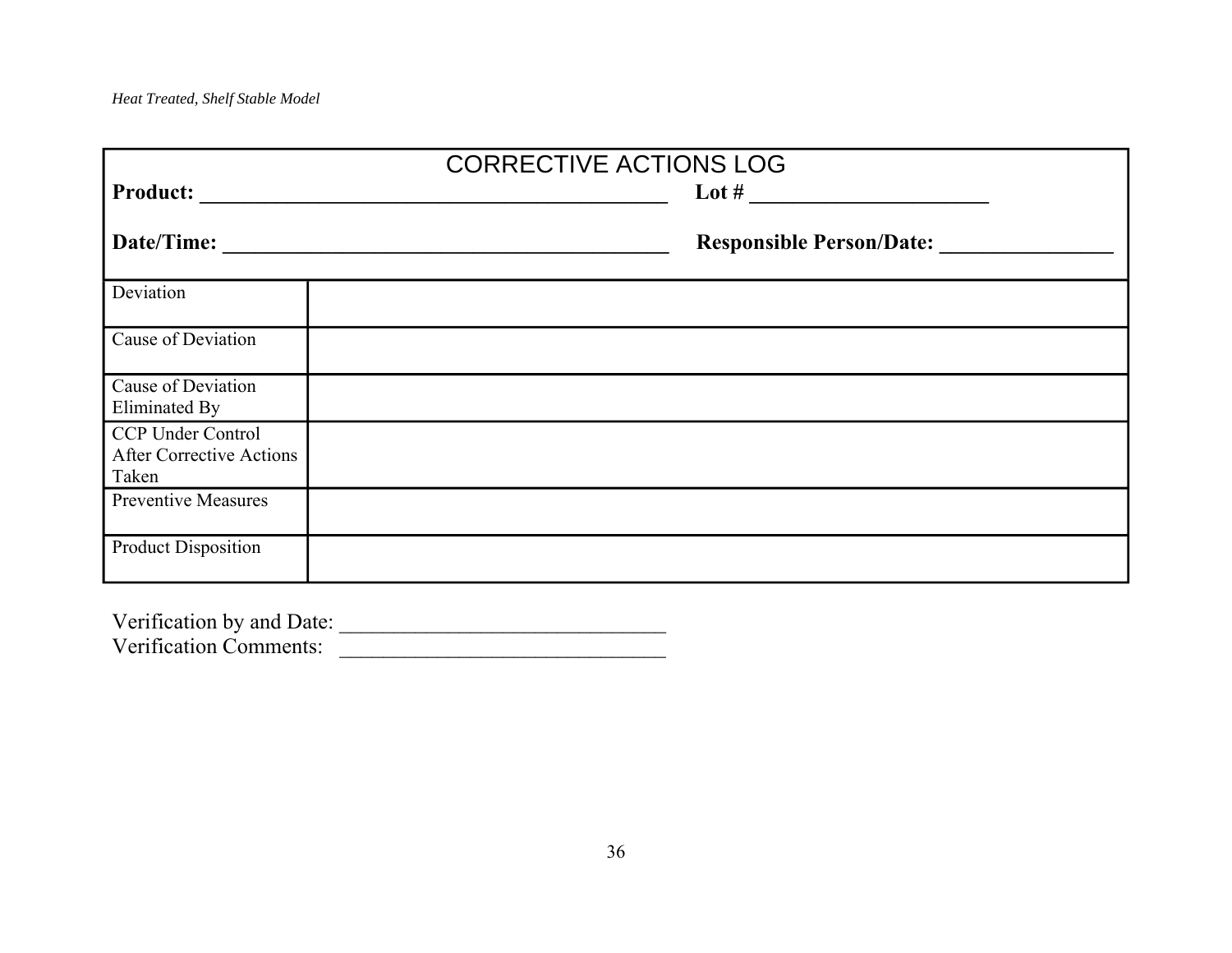# CORRECTIVE ACTIONS LOG

**Product:** ___________________________________________ **Lot #** ______________________

**Date/Time:** _________________________________________ **Responsible Person/Date:** ________________

| | |
|---|---|
| Deviation | |
| Cause of Deviation | |
| Cause of Deviation Eliminated By | |
| CCP Under Control After Corrective Actions Taken | |
| Preventive Measures | |
| Product Disposition | |

Verification by and Date: ______________________________

Verification Comments: ______________________________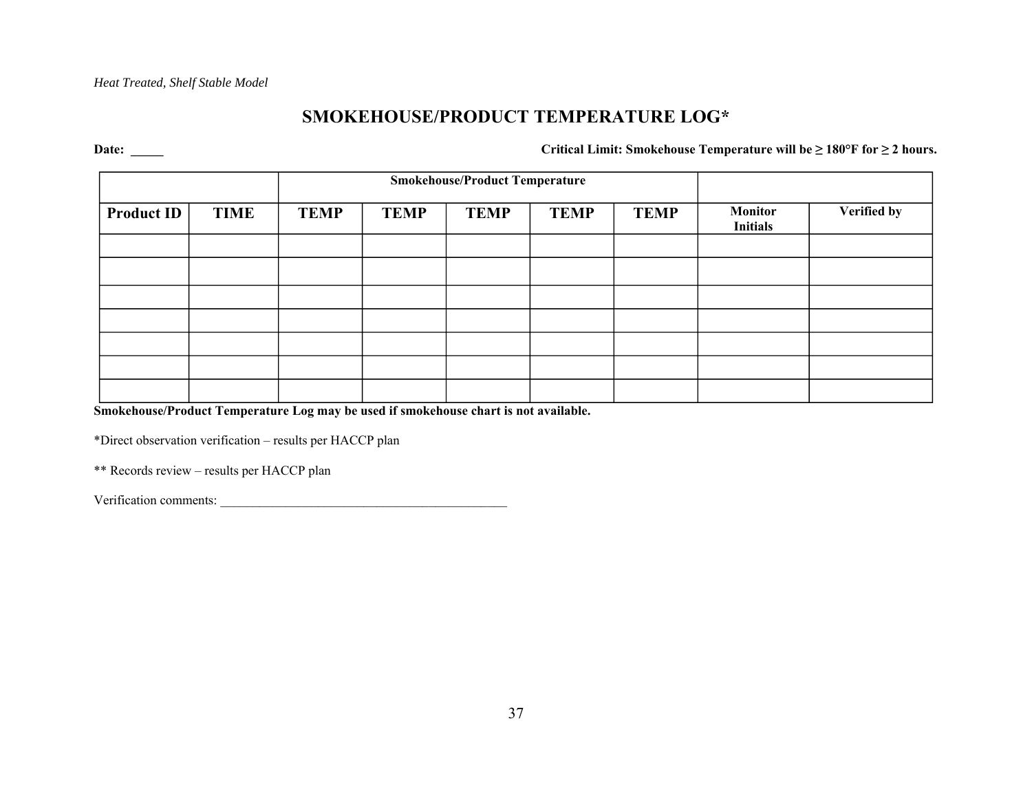*Heat Treated, Shelf Stable Model*

# SMOKEHOUSE/PRODUCT TEMPERATURE LOG*

**Date: _____**

**Critical Limit: Smokehouse Temperature will be ≥ 180°F for ≥ 2 hours.**

| | | Smokehouse/Product Temperature | | | | | | |
|---|---|---|---|---|---|---|---|---|
| **Product ID** | **TIME** | **TEMP** | **TEMP** | **TEMP** | **TEMP** | **TEMP** | **Monitor Initials** | **Verified by** |
| | | | | | | | | |
| | | | | | | | | |
| | | | | | | | | |
| | | | | | | | | |
| | | | | | | | | |
| | | | | | | | | |
| | | | | | | | | |

**Smokehouse/Product Temperature Log may be used if smokehouse chart is not available.**

*Direct observation verification – results per HACCP plan

** Records review – results per HACCP plan

Verification comments: _____________________________________________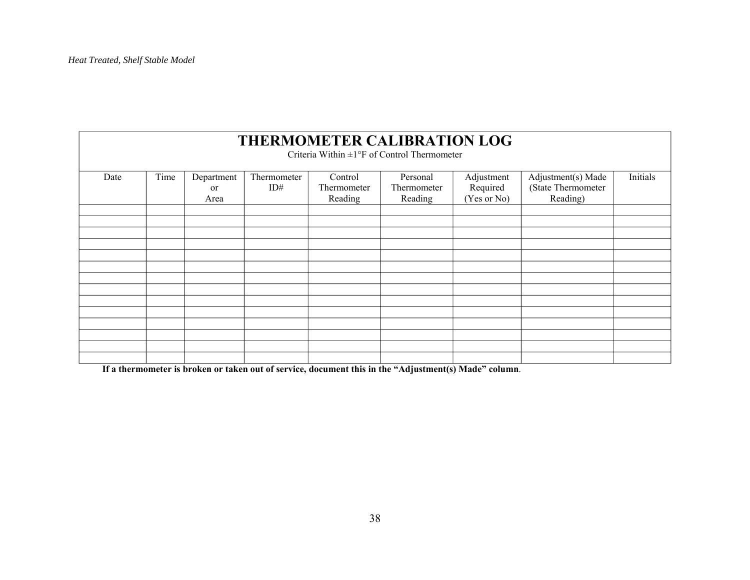# THERMOMETER CALIBRATION LOG

Criteria Within ±1°F of Control Thermometer

| Date | Time | Department or Area | Thermometer ID# | Control Thermometer Reading | Personal Thermometer Reading | Adjustment Required (Yes or No) | Adjustment(s) Made (State Thermometer Reading) | Initials |
|---|---|---|---|---|---|---|---|---|
| | | | | | | | | |
| | | | | | | | | |
| | | | | | | | | |
| | | | | | | | | |
| | | | | | | | | |
| | | | | | | | | |
| | | | | | | | | |
| | | | | | | | | |
| | | | | | | | | |
| | | | | | | | | |
| | | | | | | | | |
| | | | | | | | | |
| | | | | | | | | |
| | | | | | | | | |

**If a thermometer is broken or taken out of service, document this in the "Adjustment(s) Made" column**.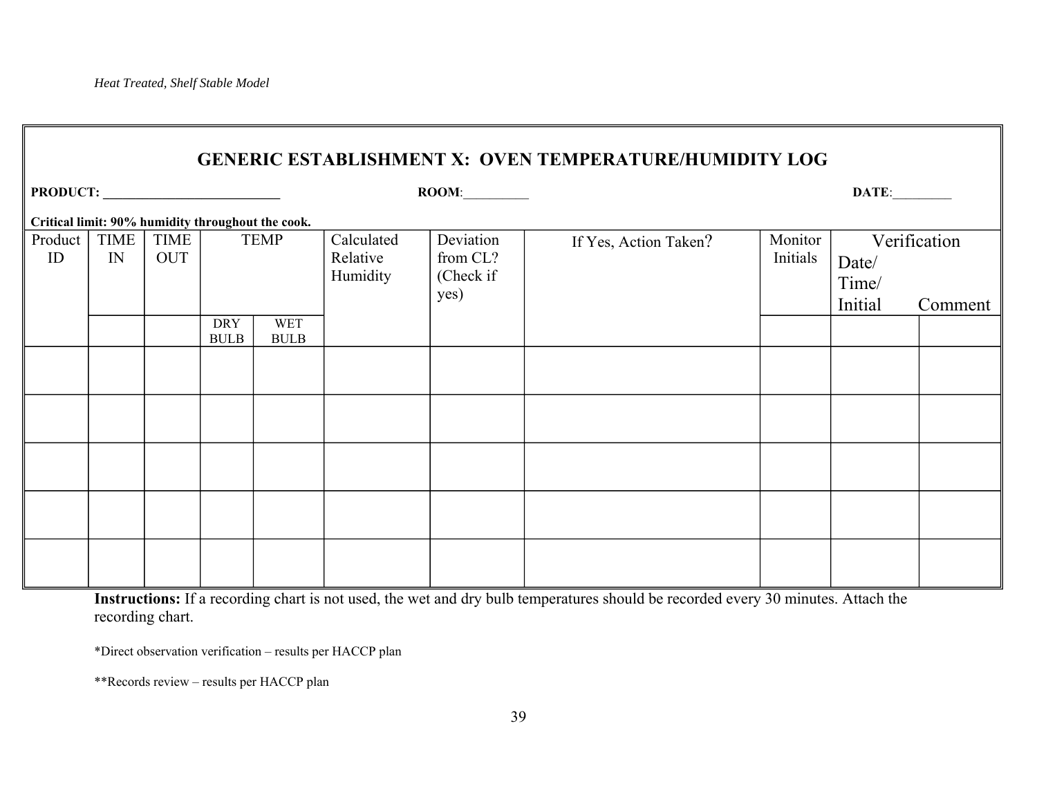## GENERIC ESTABLISHMENT X: OVEN TEMPERATURE/HUMIDITY LOG

**PRODUCT:** ___________________________ **ROOM**:__________ **DATE**:_________

**Critical limit: 90% humidity throughout the cook.**

| Product ID | TIME IN | TIME OUT | TEMP | | Calculated Relative Humidity | Deviation from CL? (Check if yes) | If Yes, Action Taken? | Monitor Initials | Verification Date/ Time/ Initial | Comment |
|---|---|---|---|---|---|---|---|---|---|---|
| | | | DRY BULB | WET BULB | | | | | | |
| | | | | | | | | | | |
| | | | | | | | | | | |
| | | | | | | | | | | |
| | | | | | | | | | | |
| | | | | | | | | | | |

**Instructions:** If a recording chart is not used, the wet and dry bulb temperatures should be recorded every 30 minutes. Attach the recording chart.

*Direct observation verification – results per HACCP plan

**Records review – results per HACCP plan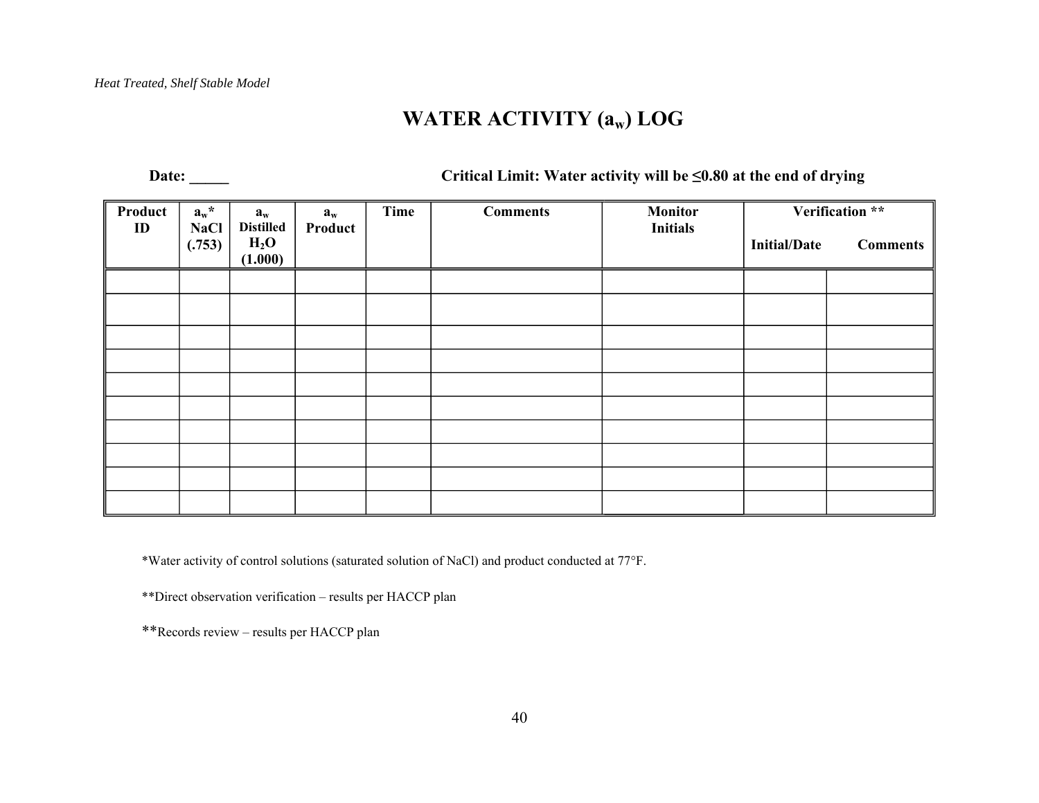*Heat Treated, Shelf Stable Model*

# WATER ACTIVITY ($a_w$) LOG

**Date: _____** **Critical Limit: Water activity will be ≤0.80 at the end of drying**

| Product ID | $a_w$* NaCl (.753) | $a_w$ Distilled $H_2O$ (1.000) | $a_w$ Product | Time | Comments | Monitor Initials | Verification ** | |
|---|---|---|---|---|---|---|---|---|
| | | | | | | | Initial/Date | Comments |
| | | | | | | | | |
| | | | | | | | | |
| | | | | | | | | |
| | | | | | | | | |
| | | | | | | | | |
| | | | | | | | | |
| | | | | | | | | |
| | | | | | | | | |
| | | | | | | | | |
| | | | | | | | | |

*Water activity of control solutions (saturated solution of NaCl) and product conducted at 77°F.

**Direct observation verification – results per HACCP plan

**Records review – results per HACCP plan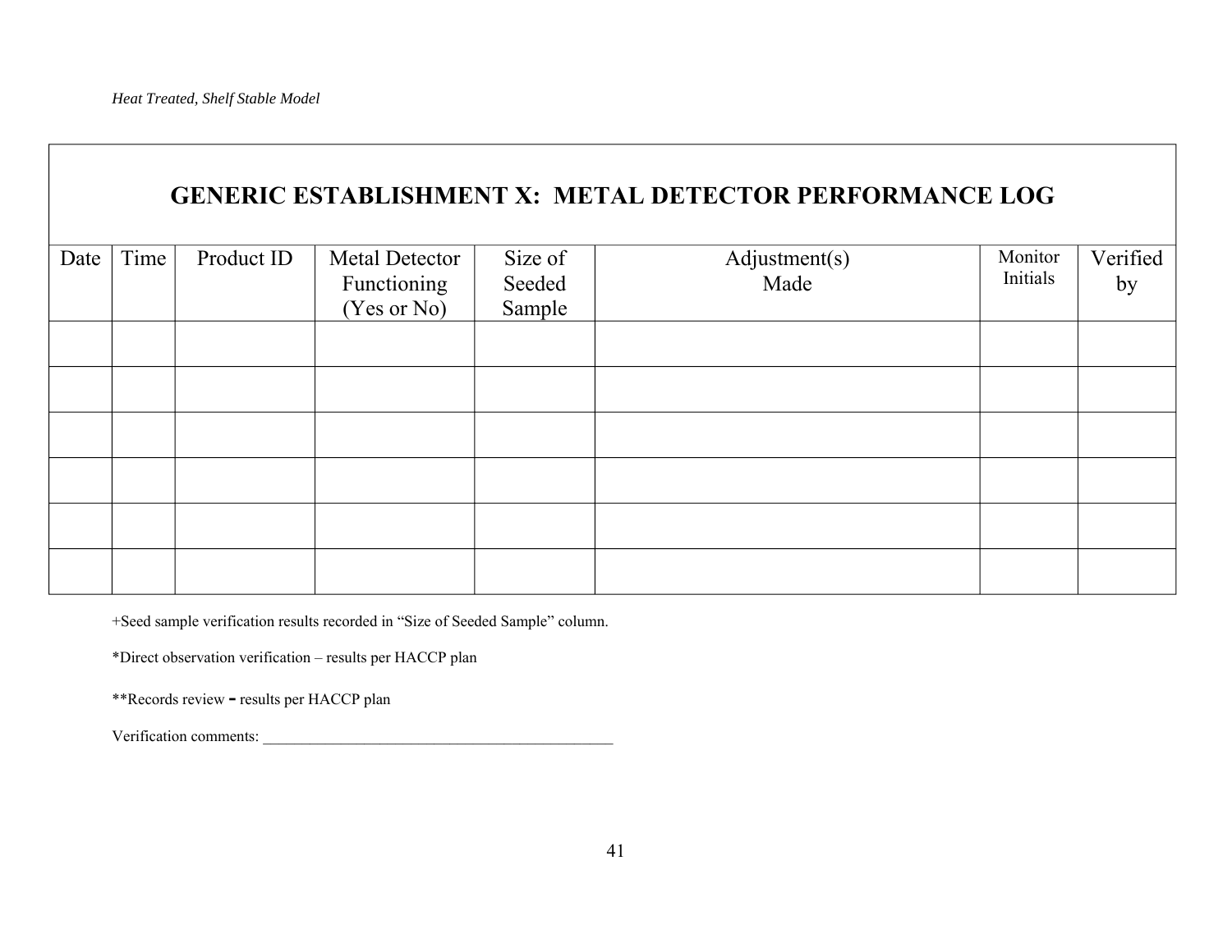## GENERIC ESTABLISHMENT X: METAL DETECTOR PERFORMANCE LOG

| Date | Time | Product ID | Metal Detector Functioning (Yes or No) | Size of Seeded Sample | Adjustment(s) Made | Monitor Initials | Verified by |
|---|---|---|---|---|---|---|---|
| | | | | | | | |
| | | | | | | | |
| | | | | | | | |
| | | | | | | | |
| | | | | | | | |
| | | | | | | | |

+Seed sample verification results recorded in "Size of Seeded Sample" column.

*Direct observation verification – results per HACCP plan

**Records review – results per HACCP plan

Verification comments: _______________________________________________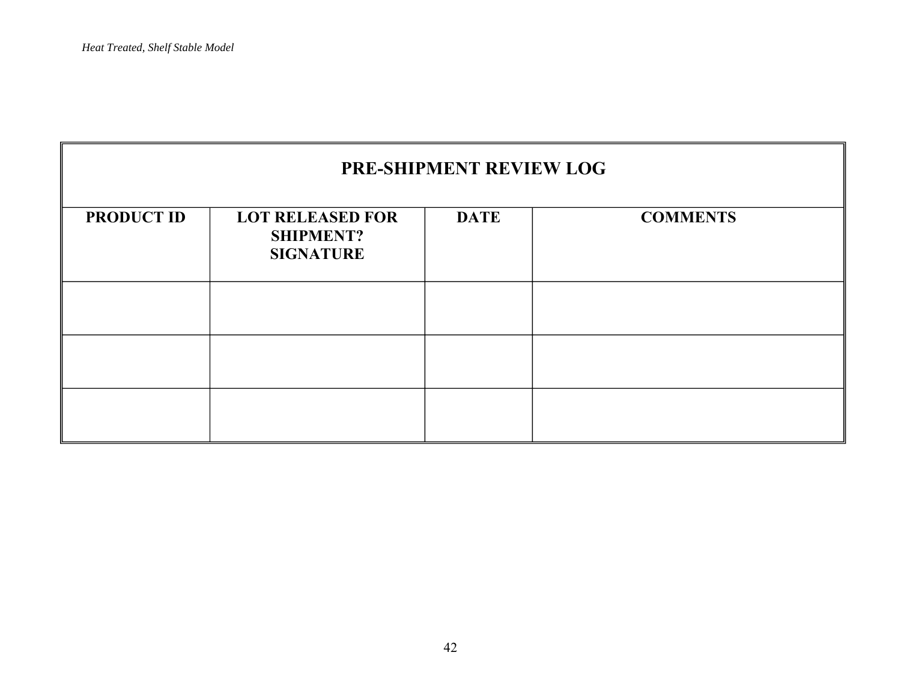| PRE-SHIPMENT REVIEW LOG | | | |
|---|---|---|---|
| **PRODUCT ID** | **LOT RELEASED FOR SHIPMENT? SIGNATURE** | **DATE** | **COMMENTS** |
| | | | |
| | | | |
| | | | |